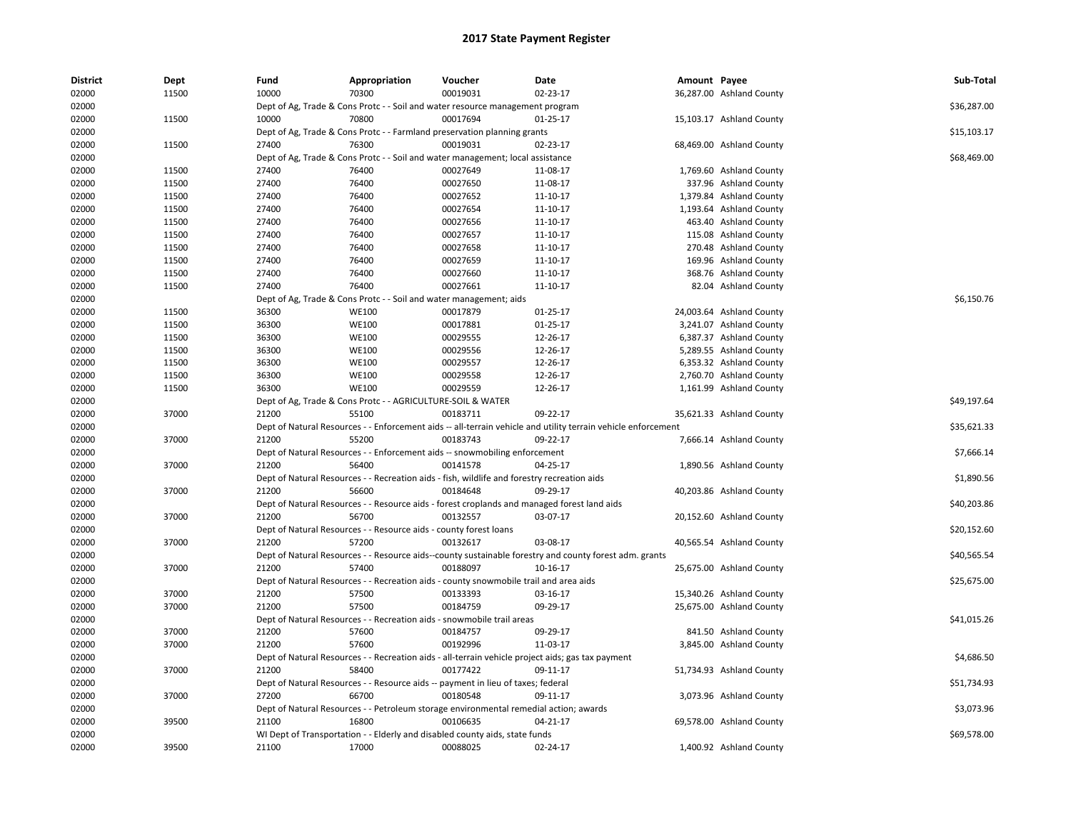# 2017 State Payment Register

| District | Dept | Fund | Appropriation | Voucher | Date | Amount | Payee | Sub-Total |
|---|---|---|---|---|---|---|---|---|
| 02000 | 11500 | 10000 | 70300 | 00019031 | 02-23-17 | 36,287.00 | Ashland County | |
| 02000 | | Dept of Ag, Trade & Cons Protc - - Soil and water resource management program | | | | | | $36,287.00 |
| 02000 | 11500 | 10000 | 70800 | 00017694 | 01-25-17 | 15,103.17 | Ashland County | |
| 02000 | | Dept of Ag, Trade & Cons Protc - - Farmland preservation planning grants | | | | | | $15,103.17 |
| 02000 | 11500 | 27400 | 76300 | 00019031 | 02-23-17 | 68,469.00 | Ashland County | |
| 02000 | | Dept of Ag, Trade & Cons Protc - - Soil and water management; local assistance | | | | | | $68,469.00 |
| 02000 | 11500 | 27400 | 76400 | 00027649 | 11-08-17 | 1,769.60 | Ashland County | |
| 02000 | 11500 | 27400 | 76400 | 00027650 | 11-08-17 | 337.96 | Ashland County | |
| 02000 | 11500 | 27400 | 76400 | 00027652 | 11-10-17 | 1,379.84 | Ashland County | |
| 02000 | 11500 | 27400 | 76400 | 00027654 | 11-10-17 | 1,193.64 | Ashland County | |
| 02000 | 11500 | 27400 | 76400 | 00027656 | 11-10-17 | 463.40 | Ashland County | |
| 02000 | 11500 | 27400 | 76400 | 00027657 | 11-10-17 | 115.08 | Ashland County | |
| 02000 | 11500 | 27400 | 76400 | 00027658 | 11-10-17 | 270.48 | Ashland County | |
| 02000 | 11500 | 27400 | 76400 | 00027659 | 11-10-17 | 169.96 | Ashland County | |
| 02000 | 11500 | 27400 | 76400 | 00027660 | 11-10-17 | 368.76 | Ashland County | |
| 02000 | 11500 | 27400 | 76400 | 00027661 | 11-10-17 | 82.04 | Ashland County | |
| 02000 | | Dept of Ag, Trade & Cons Protc - - Soil and water management; aids | | | | | | $6,150.76 |
| 02000 | 11500 | 36300 | WE100 | 00017879 | 01-25-17 | 24,003.64 | Ashland County | |
| 02000 | 11500 | 36300 | WE100 | 00017881 | 01-25-17 | 3,241.07 | Ashland County | |
| 02000 | 11500 | 36300 | WE100 | 00029555 | 12-26-17 | 6,387.37 | Ashland County | |
| 02000 | 11500 | 36300 | WE100 | 00029556 | 12-26-17 | 5,289.55 | Ashland County | |
| 02000 | 11500 | 36300 | WE100 | 00029557 | 12-26-17 | 6,353.32 | Ashland County | |
| 02000 | 11500 | 36300 | WE100 | 00029558 | 12-26-17 | 2,760.70 | Ashland County | |
| 02000 | 11500 | 36300 | WE100 | 00029559 | 12-26-17 | 1,161.99 | Ashland County | |
| 02000 | | Dept of Ag, Trade & Cons Protc - - AGRICULTURE-SOIL & WATER | | | | | | $49,197.64 |
| 02000 | 37000 | 21200 | 55100 | 00183711 | 09-22-17 | 35,621.33 | Ashland County | |
| 02000 | | Dept of Natural Resources - - Enforcement aids -- all-terrain vehicle and utility terrain vehicle enforcement | | | | | | $35,621.33 |
| 02000 | 37000 | 21200 | 55200 | 00183743 | 09-22-17 | 7,666.14 | Ashland County | |
| 02000 | | Dept of Natural Resources - - Enforcement aids -- snowmobiling enforcement | | | | | | $7,666.14 |
| 02000 | 37000 | 21200 | 56400 | 00141578 | 04-25-17 | 1,890.56 | Ashland County | |
| 02000 | | Dept of Natural Resources - - Recreation aids - fish, wildlife and forestry recreation aids | | | | | | $1,890.56 |
| 02000 | 37000 | 21200 | 56600 | 00184648 | 09-29-17 | 40,203.86 | Ashland County | |
| 02000 | | Dept of Natural Resources - - Resource aids - forest croplands and managed forest land aids | | | | | | $40,203.86 |
| 02000 | 37000 | 21200 | 56700 | 00132557 | 03-07-17 | 20,152.60 | Ashland County | |
| 02000 | | Dept of Natural Resources - - Resource aids - county forest loans | | | | | | $20,152.60 |
| 02000 | 37000 | 21200 | 57200 | 00132617 | 03-08-17 | 40,565.54 | Ashland County | |
| 02000 | | Dept of Natural Resources - - Resource aids--county sustainable forestry and county forest adm. grants | | | | | | $40,565.54 |
| 02000 | 37000 | 21200 | 57400 | 00188097 | 10-16-17 | 25,675.00 | Ashland County | |
| 02000 | | Dept of Natural Resources - - Recreation aids - county snowmobile trail and area aids | | | | | | $25,675.00 |
| 02000 | 37000 | 21200 | 57500 | 00133393 | 03-16-17 | 15,340.26 | Ashland County | |
| 02000 | 37000 | 21200 | 57500 | 00184759 | 09-29-17 | 25,675.00 | Ashland County | |
| 02000 | | Dept of Natural Resources - - Recreation aids - snowmobile trail areas | | | | | | $41,015.26 |
| 02000 | 37000 | 21200 | 57600 | 00184757 | 09-29-17 | 841.50 | Ashland County | |
| 02000 | 37000 | 21200 | 57600 | 00192996 | 11-03-17 | 3,845.00 | Ashland County | |
| 02000 | | Dept of Natural Resources - - Recreation aids - all-terrain vehicle project aids; gas tax payment | | | | | | $4,686.50 |
| 02000 | 37000 | 21200 | 58400 | 00177422 | 09-11-17 | 51,734.93 | Ashland County | |
| 02000 | | Dept of Natural Resources - - Resource aids -- payment in lieu of taxes; federal | | | | | | $51,734.93 |
| 02000 | 37000 | 27200 | 66700 | 00180548 | 09-11-17 | 3,073.96 | Ashland County | |
| 02000 | | Dept of Natural Resources - - Petroleum storage environmental remedial action; awards | | | | | | $3,073.96 |
| 02000 | 39500 | 21100 | 16800 | 00106635 | 04-21-17 | 69,578.00 | Ashland County | |
| 02000 | | WI Dept of Transportation - - Elderly and disabled county aids, state funds | | | | | | $69,578.00 |
| 02000 | 39500 | 21100 | 17000 | 00088025 | 02-24-17 | 1,400.92 | Ashland County | |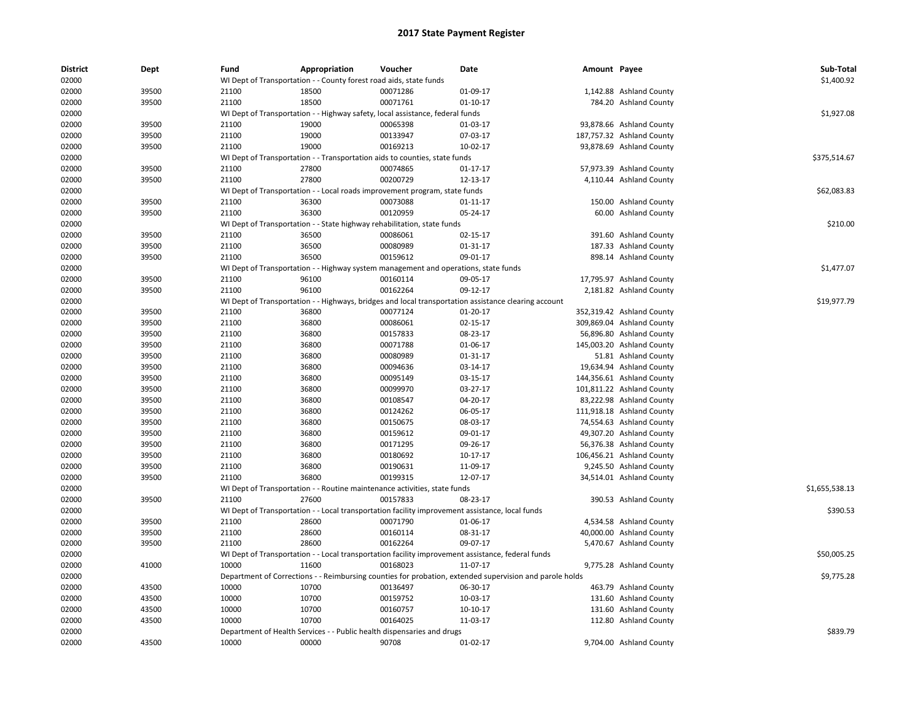# 2017 State Payment Register

| District | Dept | Fund | Appropriation | Voucher | Date | Amount | Payee | Sub-Total |
|---|---|---|---|---|---|---|---|---|
| 02000 | | WI Dept of Transportation - - County forest road aids, state funds | | | | | | $1,400.92 |
| 02000 | 39500 | 21100 | 18500 | 00071286 | 01-09-17 | 1,142.88 | Ashland County | |
| 02000 | 39500 | 21100 | 18500 | 00071761 | 01-10-17 | 784.20 | Ashland County | |
| 02000 | | WI Dept of Transportation - - Highway safety, local assistance, federal funds | | | | | | $1,927.08 |
| 02000 | 39500 | 21100 | 19000 | 00065398 | 01-03-17 | 93,878.66 | Ashland County | |
| 02000 | 39500 | 21100 | 19000 | 00133947 | 07-03-17 | 187,757.32 | Ashland County | |
| 02000 | 39500 | 21100 | 19000 | 00169213 | 10-02-17 | 93,878.69 | Ashland County | |
| 02000 | | WI Dept of Transportation - - Transportation aids to counties, state funds | | | | | | $375,514.67 |
| 02000 | 39500 | 21100 | 27800 | 00074865 | 01-17-17 | 57,973.39 | Ashland County | |
| 02000 | 39500 | 21100 | 27800 | 00200729 | 12-13-17 | 4,110.44 | Ashland County | |
| 02000 | | WI Dept of Transportation - - Local roads improvement program, state funds | | | | | | $62,083.83 |
| 02000 | 39500 | 21100 | 36300 | 00073088 | 01-11-17 | 150.00 | Ashland County | |
| 02000 | 39500 | 21100 | 36300 | 00120959 | 05-24-17 | 60.00 | Ashland County | |
| 02000 | | WI Dept of Transportation - - State highway rehabilitation, state funds | | | | | | $210.00 |
| 02000 | 39500 | 21100 | 36500 | 00086061 | 02-15-17 | 391.60 | Ashland County | |
| 02000 | 39500 | 21100 | 36500 | 00080989 | 01-31-17 | 187.33 | Ashland County | |
| 02000 | 39500 | 21100 | 36500 | 00159612 | 09-01-17 | 898.14 | Ashland County | |
| 02000 | | WI Dept of Transportation - - Highway system management and operations, state funds | | | | | | $1,477.07 |
| 02000 | 39500 | 21100 | 96100 | 00160114 | 09-05-17 | 17,795.97 | Ashland County | |
| 02000 | 39500 | 21100 | 96100 | 00162264 | 09-12-17 | 2,181.82 | Ashland County | |
| 02000 | | WI Dept of Transportation - - Highways, bridges and local transportation assistance clearing account | | | | | | $19,977.79 |
| 02000 | 39500 | 21100 | 36800 | 00077124 | 01-20-17 | 352,319.42 | Ashland County | |
| 02000 | 39500 | 21100 | 36800 | 00086061 | 02-15-17 | 309,869.04 | Ashland County | |
| 02000 | 39500 | 21100 | 36800 | 00157833 | 08-23-17 | 56,896.80 | Ashland County | |
| 02000 | 39500 | 21100 | 36800 | 00071788 | 01-06-17 | 145,003.20 | Ashland County | |
| 02000 | 39500 | 21100 | 36800 | 00080989 | 01-31-17 | 51.81 | Ashland County | |
| 02000 | 39500 | 21100 | 36800 | 00094636 | 03-14-17 | 19,634.94 | Ashland County | |
| 02000 | 39500 | 21100 | 36800 | 00095149 | 03-15-17 | 144,356.61 | Ashland County | |
| 02000 | 39500 | 21100 | 36800 | 00099970 | 03-27-17 | 101,811.22 | Ashland County | |
| 02000 | 39500 | 21100 | 36800 | 00108547 | 04-20-17 | 83,222.98 | Ashland County | |
| 02000 | 39500 | 21100 | 36800 | 00124262 | 06-05-17 | 111,918.18 | Ashland County | |
| 02000 | 39500 | 21100 | 36800 | 00150675 | 08-03-17 | 74,554.63 | Ashland County | |
| 02000 | 39500 | 21100 | 36800 | 00159612 | 09-01-17 | 49,307.20 | Ashland County | |
| 02000 | 39500 | 21100 | 36800 | 00171295 | 09-26-17 | 56,376.38 | Ashland County | |
| 02000 | 39500 | 21100 | 36800 | 00180692 | 10-17-17 | 106,456.21 | Ashland County | |
| 02000 | 39500 | 21100 | 36800 | 00190631 | 11-09-17 | 9,245.50 | Ashland County | |
| 02000 | 39500 | 21100 | 36800 | 00199315 | 12-07-17 | 34,514.01 | Ashland County | |
| 02000 | | WI Dept of Transportation - - Routine maintenance activities, state funds | | | | | | $1,655,538.13 |
| 02000 | 39500 | 21100 | 27600 | 00157833 | 08-23-17 | 390.53 | Ashland County | |
| 02000 | | WI Dept of Transportation - - Local transportation facility improvement assistance, local funds | | | | | | $390.53 |
| 02000 | 39500 | 21100 | 28600 | 00071790 | 01-06-17 | 4,534.58 | Ashland County | |
| 02000 | 39500 | 21100 | 28600 | 00160114 | 08-31-17 | 40,000.00 | Ashland County | |
| 02000 | 39500 | 21100 | 28600 | 00162264 | 09-07-17 | 5,470.67 | Ashland County | |
| 02000 | | WI Dept of Transportation - - Local transportation facility improvement assistance, federal funds | | | | | | $50,005.25 |
| 02000 | 41000 | 10000 | 11600 | 00168023 | 11-07-17 | 9,775.28 | Ashland County | |
| 02000 | | Department of Corrections - - Reimbursing counties for probation, extended supervision and parole holds | | | | | | $9,775.28 |
| 02000 | 43500 | 10000 | 10700 | 00136497 | 06-30-17 | 463.79 | Ashland County | |
| 02000 | 43500 | 10000 | 10700 | 00159752 | 10-03-17 | 131.60 | Ashland County | |
| 02000 | 43500 | 10000 | 10700 | 00160757 | 10-10-17 | 131.60 | Ashland County | |
| 02000 | 43500 | 10000 | 10700 | 00164025 | 11-03-17 | 112.80 | Ashland County | |
| 02000 | | Department of Health Services - - Public health dispensaries and drugs | | | | | | $839.79 |
| 02000 | 43500 | 10000 | 00000 | 90708 | 01-02-17 | 9,704.00 | Ashland County | |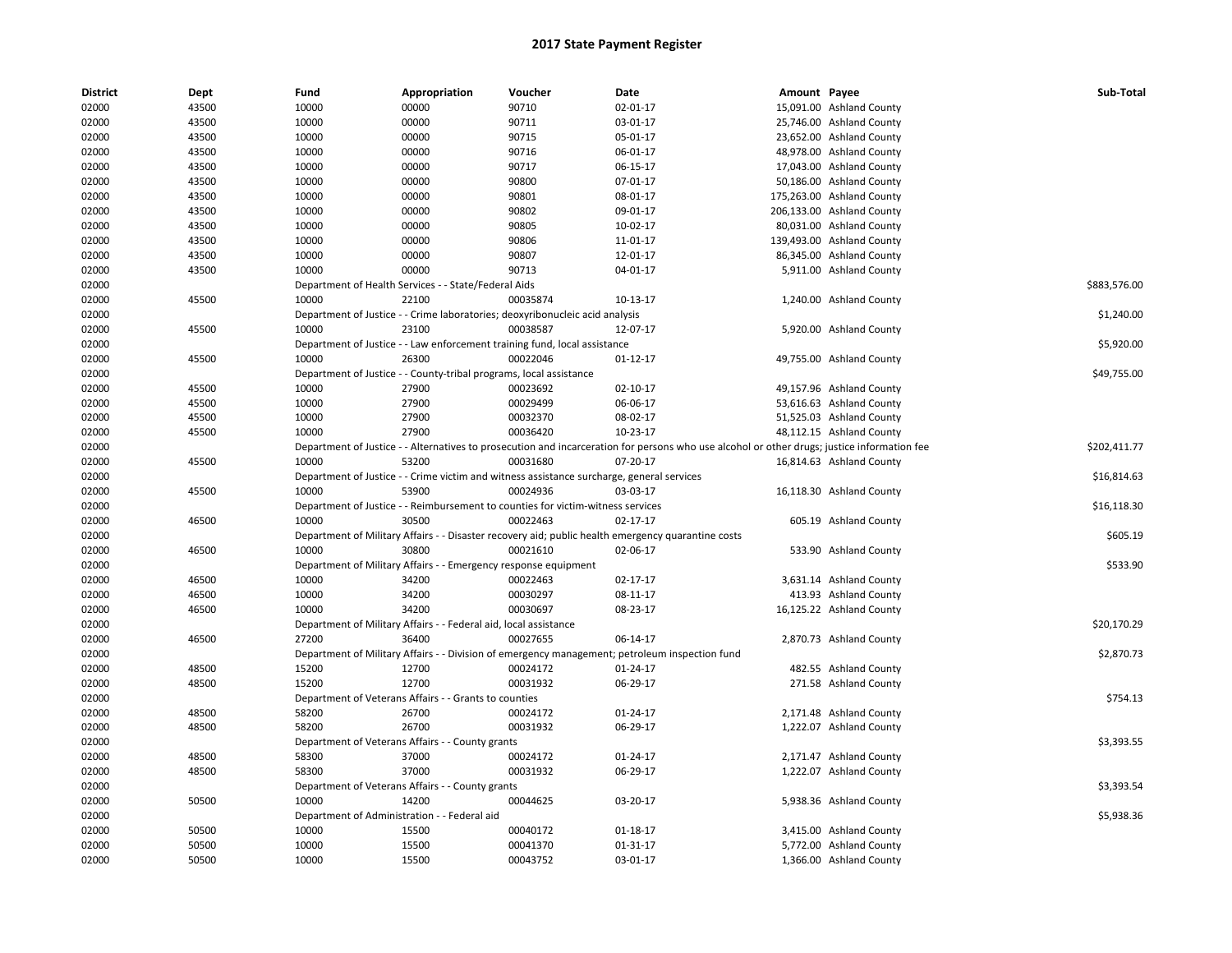# 2017 State Payment Register

| District | Dept | Fund | Appropriation | Voucher | Date | Amount | Payee | Sub-Total |
|---|---|---|---|---|---|---|---|---|
| 02000 | 43500 | 10000 | 00000 | 90710 | 02-01-17 | 15,091.00 | Ashland County | |
| 02000 | 43500 | 10000 | 00000 | 90711 | 03-01-17 | 25,746.00 | Ashland County | |
| 02000 | 43500 | 10000 | 00000 | 90715 | 05-01-17 | 23,652.00 | Ashland County | |
| 02000 | 43500 | 10000 | 00000 | 90716 | 06-01-17 | 48,978.00 | Ashland County | |
| 02000 | 43500 | 10000 | 00000 | 90717 | 06-15-17 | 17,043.00 | Ashland County | |
| 02000 | 43500 | 10000 | 00000 | 90800 | 07-01-17 | 50,186.00 | Ashland County | |
| 02000 | 43500 | 10000 | 00000 | 90801 | 08-01-17 | 175,263.00 | Ashland County | |
| 02000 | 43500 | 10000 | 00000 | 90802 | 09-01-17 | 206,133.00 | Ashland County | |
| 02000 | 43500 | 10000 | 00000 | 90805 | 10-02-17 | 80,031.00 | Ashland County | |
| 02000 | 43500 | 10000 | 00000 | 90806 | 11-01-17 | 139,493.00 | Ashland County | |
| 02000 | 43500 | 10000 | 00000 | 90807 | 12-01-17 | 86,345.00 | Ashland County | |
| 02000 | 43500 | 10000 | 00000 | 90713 | 04-01-17 | 5,911.00 | Ashland County | |
| 02000 | | Department of Health Services - - State/Federal Aids | | | | | | $883,576.00 |
| 02000 | 45500 | 10000 | 22100 | 00035874 | 10-13-17 | 1,240.00 | Ashland County | |
| 02000 | | Department of Justice - - Crime laboratories; deoxyribonucleic acid analysis | | | | | | $1,240.00 |
| 02000 | 45500 | 10000 | 23100 | 00038587 | 12-07-17 | 5,920.00 | Ashland County | |
| 02000 | | Department of Justice - - Law enforcement training fund, local assistance | | | | | | $5,920.00 |
| 02000 | 45500 | 10000 | 26300 | 00022046 | 01-12-17 | 49,755.00 | Ashland County | |
| 02000 | | Department of Justice - - County-tribal programs, local assistance | | | | | | $49,755.00 |
| 02000 | 45500 | 10000 | 27900 | 00023692 | 02-10-17 | 49,157.96 | Ashland County | |
| 02000 | 45500 | 10000 | 27900 | 00029499 | 06-06-17 | 53,616.63 | Ashland County | |
| 02000 | 45500 | 10000 | 27900 | 00032370 | 08-02-17 | 51,525.03 | Ashland County | |
| 02000 | 45500 | 10000 | 27900 | 00036420 | 10-23-17 | 48,112.15 | Ashland County | |
| 02000 | | Department of Justice - - Alternatives to prosecution and incarceration for persons who use alcohol or other drugs; justice information fee | | | | | | $202,411.77 |
| 02000 | 45500 | 10000 | 53200 | 00031680 | 07-20-17 | 16,814.63 | Ashland County | |
| 02000 | | Department of Justice - - Crime victim and witness assistance surcharge, general services | | | | | | $16,814.63 |
| 02000 | 45500 | 10000 | 53900 | 00024936 | 03-03-17 | 16,118.30 | Ashland County | |
| 02000 | | Department of Justice - - Reimbursement to counties for victim-witness services | | | | | | $16,118.30 |
| 02000 | 46500 | 10000 | 30500 | 00022463 | 02-17-17 | 605.19 | Ashland County | |
| 02000 | | Department of Military Affairs - - Disaster recovery aid; public health emergency quarantine costs | | | | | | $605.19 |
| 02000 | 46500 | 10000 | 30800 | 00021610 | 02-06-17 | 533.90 | Ashland County | |
| 02000 | | Department of Military Affairs - - Emergency response equipment | | | | | | $533.90 |
| 02000 | 46500 | 10000 | 34200 | 00022463 | 02-17-17 | 3,631.14 | Ashland County | |
| 02000 | 46500 | 10000 | 34200 | 00030297 | 08-11-17 | 413.93 | Ashland County | |
| 02000 | 46500 | 10000 | 34200 | 00030697 | 08-23-17 | 16,125.22 | Ashland County | |
| 02000 | | Department of Military Affairs - - Federal aid, local assistance | | | | | | $20,170.29 |
| 02000 | 46500 | 27200 | 36400 | 00027655 | 06-14-17 | 2,870.73 | Ashland County | |
| 02000 | | Department of Military Affairs - - Division of emergency management; petroleum inspection fund | | | | | | $2,870.73 |
| 02000 | 48500 | 15200 | 12700 | 00024172 | 01-24-17 | 482.55 | Ashland County | |
| 02000 | 48500 | 15200 | 12700 | 00031932 | 06-29-17 | 271.58 | Ashland County | |
| 02000 | | Department of Veterans Affairs - - Grants to counties | | | | | | $754.13 |
| 02000 | 48500 | 58200 | 26700 | 00024172 | 01-24-17 | 2,171.48 | Ashland County | |
| 02000 | 48500 | 58200 | 26700 | 00031932 | 06-29-17 | 1,222.07 | Ashland County | |
| 02000 | | Department of Veterans Affairs - - County grants | | | | | | $3,393.55 |
| 02000 | 48500 | 58300 | 37000 | 00024172 | 01-24-17 | 2,171.47 | Ashland County | |
| 02000 | 48500 | 58300 | 37000 | 00031932 | 06-29-17 | 1,222.07 | Ashland County | |
| 02000 | | Department of Veterans Affairs - - County grants | | | | | | $3,393.54 |
| 02000 | 50500 | 10000 | 14200 | 00044625 | 03-20-17 | 5,938.36 | Ashland County | |
| 02000 | | Department of Administration - - Federal aid | | | | | | $5,938.36 |
| 02000 | 50500 | 10000 | 15500 | 00040172 | 01-18-17 | 3,415.00 | Ashland County | |
| 02000 | 50500 | 10000 | 15500 | 00041370 | 01-31-17 | 5,772.00 | Ashland County | |
| 02000 | 50500 | 10000 | 15500 | 00043752 | 03-01-17 | 1,366.00 | Ashland County | |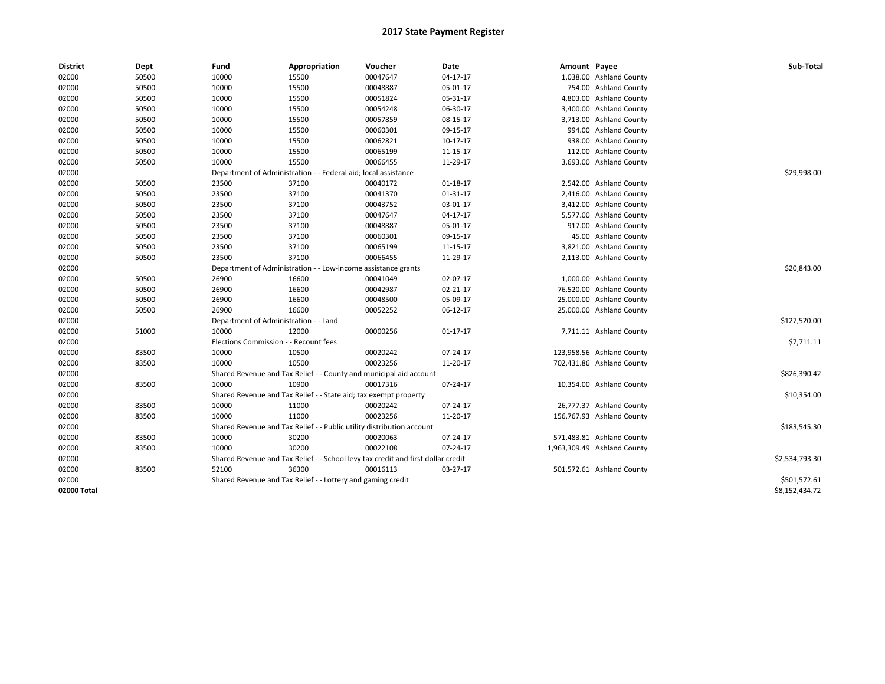# 2017 State Payment Register

| District | Dept | Fund | Appropriation | Voucher | Date | Amount | Payee | Sub-Total |
|---|---|---|---|---|---|---|---|---|
| 02000 | 50500 | 10000 | 15500 | 00047647 | 04-17-17 | 1,038.00 | Ashland County | |
| 02000 | 50500 | 10000 | 15500 | 00048887 | 05-01-17 | 754.00 | Ashland County | |
| 02000 | 50500 | 10000 | 15500 | 00051824 | 05-31-17 | 4,803.00 | Ashland County | |
| 02000 | 50500 | 10000 | 15500 | 00054248 | 06-30-17 | 3,400.00 | Ashland County | |
| 02000 | 50500 | 10000 | 15500 | 00057859 | 08-15-17 | 3,713.00 | Ashland County | |
| 02000 | 50500 | 10000 | 15500 | 00060301 | 09-15-17 | 994.00 | Ashland County | |
| 02000 | 50500 | 10000 | 15500 | 00062821 | 10-17-17 | 938.00 | Ashland County | |
| 02000 | 50500 | 10000 | 15500 | 00065199 | 11-15-17 | 112.00 | Ashland County | |
| 02000 | 50500 | 10000 | 15500 | 00066455 | 11-29-17 | 3,693.00 | Ashland County | |
| 02000 | | Department of Administration - - Federal aid; local assistance | | | | | | $29,998.00 |
| 02000 | 50500 | 23500 | 37100 | 00040172 | 01-18-17 | 2,542.00 | Ashland County | |
| 02000 | 50500 | 23500 | 37100 | 00041370 | 01-31-17 | 2,416.00 | Ashland County | |
| 02000 | 50500 | 23500 | 37100 | 00043752 | 03-01-17 | 3,412.00 | Ashland County | |
| 02000 | 50500 | 23500 | 37100 | 00047647 | 04-17-17 | 5,577.00 | Ashland County | |
| 02000 | 50500 | 23500 | 37100 | 00048887 | 05-01-17 | 917.00 | Ashland County | |
| 02000 | 50500 | 23500 | 37100 | 00060301 | 09-15-17 | 45.00 | Ashland County | |
| 02000 | 50500 | 23500 | 37100 | 00065199 | 11-15-17 | 3,821.00 | Ashland County | |
| 02000 | 50500 | 23500 | 37100 | 00066455 | 11-29-17 | 2,113.00 | Ashland County | |
| 02000 | | Department of Administration - - Low-income assistance grants | | | | | | $20,843.00 |
| 02000 | 50500 | 26900 | 16600 | 00041049 | 02-07-17 | 1,000.00 | Ashland County | |
| 02000 | 50500 | 26900 | 16600 | 00042987 | 02-21-17 | 76,520.00 | Ashland County | |
| 02000 | 50500 | 26900 | 16600 | 00048500 | 05-09-17 | 25,000.00 | Ashland County | |
| 02000 | 50500 | 26900 | 16600 | 00052252 | 06-12-17 | 25,000.00 | Ashland County | |
| 02000 | | Department of Administration - - Land | | | | | | $127,520.00 |
| 02000 | 51000 | 10000 | 12000 | 00000256 | 01-17-17 | 7,711.11 | Ashland County | |
| 02000 | | Elections Commission - - Recount fees | | | | | | $7,711.11 |
| 02000 | 83500 | 10000 | 10500 | 00020242 | 07-24-17 | 123,958.56 | Ashland County | |
| 02000 | 83500 | 10000 | 10500 | 00023256 | 11-20-17 | 702,431.86 | Ashland County | |
| 02000 | | Shared Revenue and Tax Relief - - County and municipal aid account | | | | | | $826,390.42 |
| 02000 | 83500 | 10000 | 10900 | 00017316 | 07-24-17 | 10,354.00 | Ashland County | |
| 02000 | | Shared Revenue and Tax Relief - - State aid; tax exempt property | | | | | | $10,354.00 |
| 02000 | 83500 | 10000 | 11000 | 00020242 | 07-24-17 | 26,777.37 | Ashland County | |
| 02000 | 83500 | 10000 | 11000 | 00023256 | 11-20-17 | 156,767.93 | Ashland County | |
| 02000 | | Shared Revenue and Tax Relief - - Public utility distribution account | | | | | | $183,545.30 |
| 02000 | 83500 | 10000 | 30200 | 00020063 | 07-24-17 | 571,483.81 | Ashland County | |
| 02000 | 83500 | 10000 | 30200 | 00022108 | 07-24-17 | 1,963,309.49 | Ashland County | |
| 02000 | | Shared Revenue and Tax Relief - - School levy tax credit and first dollar credit | | | | | | $2,534,793.30 |
| 02000 | 83500 | 52100 | 36300 | 00016113 | 03-27-17 | 501,572.61 | Ashland County | |
| 02000 | | Shared Revenue and Tax Relief - - Lottery and gaming credit | | | | | | $501,572.61 |
| 02000 Total | | | | | | | | $8,152,434.72 |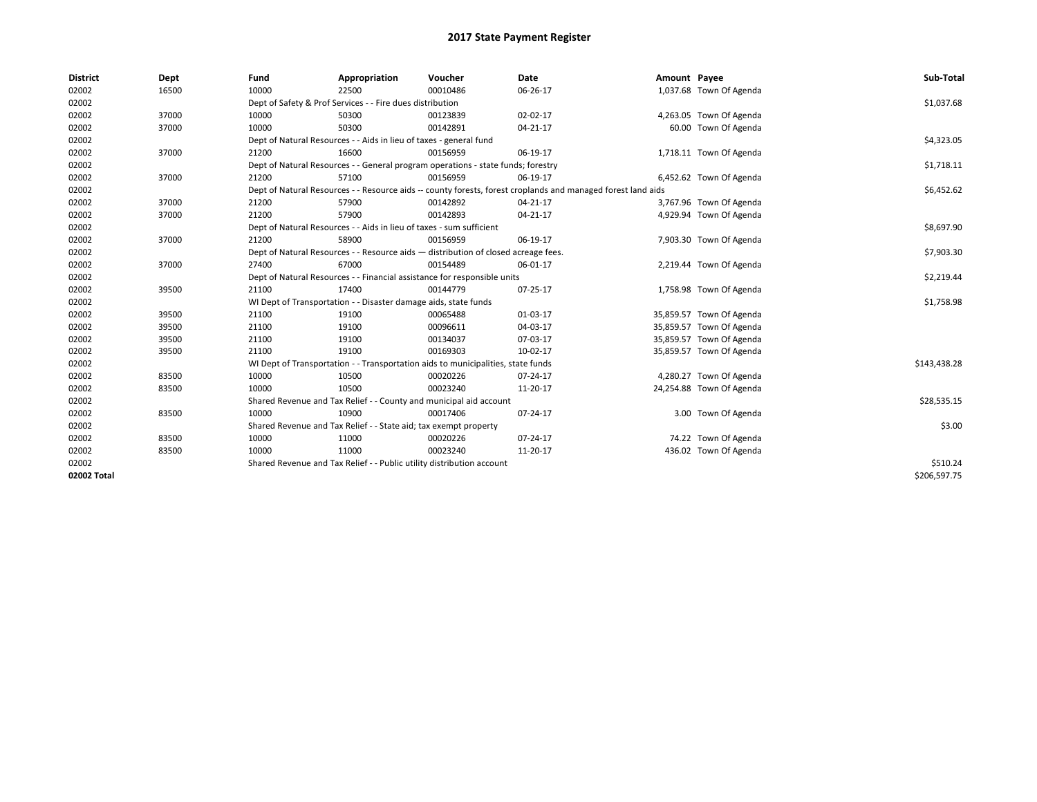# 2017 State Payment Register

| District | Dept | Fund | Appropriation | Voucher | Date | Amount | Payee | Sub-Total |
|---|---|---|---|---|---|---|---|---|
| 02002 | 16500 | 10000 | 22500 | 00010486 | 06-26-17 | 1,037.68 | Town Of Agenda | |
| 02002 | | Dept of Safety & Prof Services - - Fire dues distribution | | | | | | $1,037.68 |
| 02002 | 37000 | 10000 | 50300 | 00123839 | 02-02-17 | 4,263.05 | Town Of Agenda | |
| 02002 | 37000 | 10000 | 50300 | 00142891 | 04-21-17 | 60.00 | Town Of Agenda | |
| 02002 | | Dept of Natural Resources - - Aids in lieu of taxes - general fund | | | | | | $4,323.05 |
| 02002 | 37000 | 21200 | 16600 | 00156959 | 06-19-17 | 1,718.11 | Town Of Agenda | |
| 02002 | | Dept of Natural Resources - - General program operations - state funds; forestry | | | | | | $1,718.11 |
| 02002 | 37000 | 21200 | 57100 | 00156959 | 06-19-17 | 6,452.62 | Town Of Agenda | |
| 02002 | | Dept of Natural Resources - - Resource aids -- county forests, forest croplands and managed forest land aids | | | | | | $6,452.62 |
| 02002 | 37000 | 21200 | 57900 | 00142892 | 04-21-17 | 3,767.96 | Town Of Agenda | |
| 02002 | 37000 | 21200 | 57900 | 00142893 | 04-21-17 | 4,929.94 | Town Of Agenda | |
| 02002 | | Dept of Natural Resources - - Aids in lieu of taxes - sum sufficient | | | | | | $8,697.90 |
| 02002 | 37000 | 21200 | 58900 | 00156959 | 06-19-17 | 7,903.30 | Town Of Agenda | |
| 02002 | | Dept of Natural Resources - - Resource aids — distribution of closed acreage fees. | | | | | | $7,903.30 |
| 02002 | 37000 | 27400 | 67000 | 00154489 | 06-01-17 | 2,219.44 | Town Of Agenda | |
| 02002 | | Dept of Natural Resources - - Financial assistance for responsible units | | | | | | $2,219.44 |
| 02002 | 39500 | 21100 | 17400 | 00144779 | 07-25-17 | 1,758.98 | Town Of Agenda | |
| 02002 | | WI Dept of Transportation - - Disaster damage aids, state funds | | | | | | $1,758.98 |
| 02002 | 39500 | 21100 | 19100 | 00065488 | 01-03-17 | 35,859.57 | Town Of Agenda | |
| 02002 | 39500 | 21100 | 19100 | 00096611 | 04-03-17 | 35,859.57 | Town Of Agenda | |
| 02002 | 39500 | 21100 | 19100 | 00134037 | 07-03-17 | 35,859.57 | Town Of Agenda | |
| 02002 | 39500 | 21100 | 19100 | 00169303 | 10-02-17 | 35,859.57 | Town Of Agenda | |
| 02002 | | WI Dept of Transportation - - Transportation aids to municipalities, state funds | | | | | | $143,438.28 |
| 02002 | 83500 | 10000 | 10500 | 00020226 | 07-24-17 | 4,280.27 | Town Of Agenda | |
| 02002 | 83500 | 10000 | 10500 | 00023240 | 11-20-17 | 24,254.88 | Town Of Agenda | |
| 02002 | | Shared Revenue and Tax Relief - - County and municipal aid account | | | | | | $28,535.15 |
| 02002 | 83500 | 10000 | 10900 | 00017406 | 07-24-17 | 3.00 | Town Of Agenda | |
| 02002 | | Shared Revenue and Tax Relief - - State aid; tax exempt property | | | | | | $3.00 |
| 02002 | 83500 | 10000 | 11000 | 00020226 | 07-24-17 | 74.22 | Town Of Agenda | |
| 02002 | 83500 | 10000 | 11000 | 00023240 | 11-20-17 | 436.02 | Town Of Agenda | |
| 02002 | | Shared Revenue and Tax Relief - - Public utility distribution account | | | | | | $510.24 |
| 02002 Total | | | | | | | | $206,597.75 |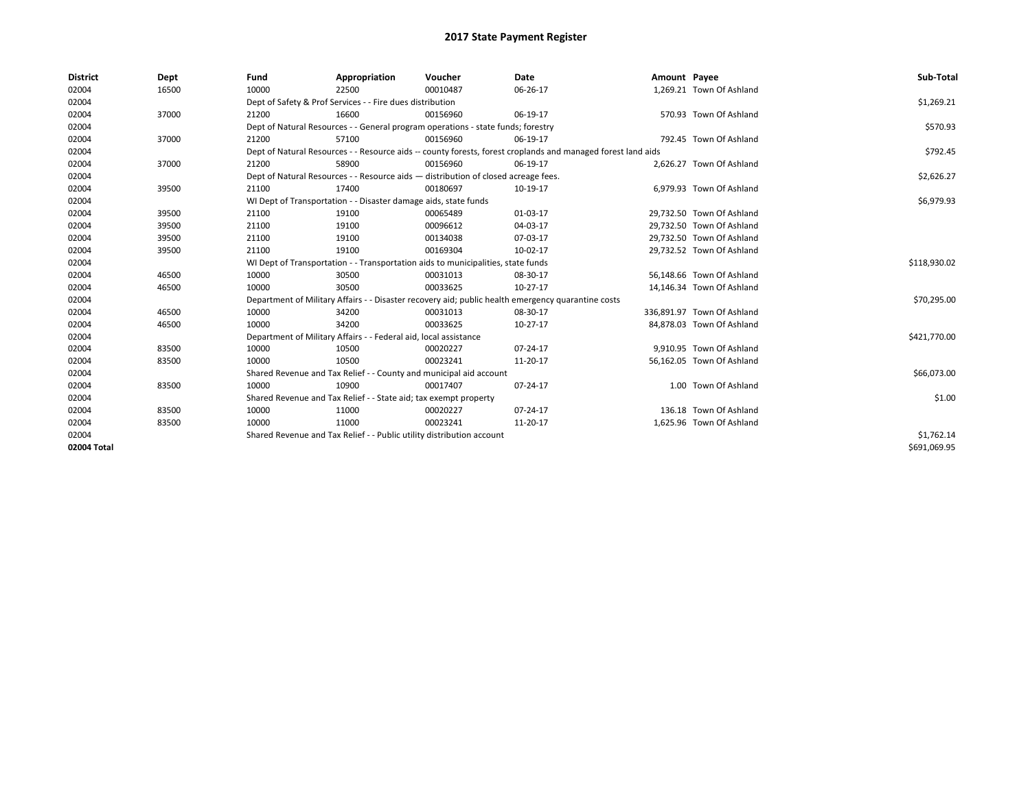# 2017 State Payment Register

| District | Dept | Fund | Appropriation | Voucher | Date | Amount | Payee | Sub-Total |
|---|---|---|---|---|---|---|---|---|
| 02004 | 16500 | 10000 | 22500 | 00010487 | 06-26-17 | 1,269.21 | Town Of Ashland | |
| 02004 | | Dept of Safety & Prof Services - - Fire dues distribution | | | | | | $1,269.21 |
| 02004 | 37000 | 21200 | 16600 | 00156960 | 06-19-17 | 570.93 | Town Of Ashland | |
| 02004 | | Dept of Natural Resources - - General program operations - state funds; forestry | | | | | | $570.93 |
| 02004 | 37000 | 21200 | 57100 | 00156960 | 06-19-17 | 792.45 | Town Of Ashland | |
| 02004 | | Dept of Natural Resources - - Resource aids -- county forests, forest croplands and managed forest land aids | | | | | | $792.45 |
| 02004 | 37000 | 21200 | 58900 | 00156960 | 06-19-17 | 2,626.27 | Town Of Ashland | |
| 02004 | | Dept of Natural Resources - - Resource aids — distribution of closed acreage fees. | | | | | | $2,626.27 |
| 02004 | 39500 | 21100 | 17400 | 00180697 | 10-19-17 | 6,979.93 | Town Of Ashland | |
| 02004 | | WI Dept of Transportation - - Disaster damage aids, state funds | | | | | | $6,979.93 |
| 02004 | 39500 | 21100 | 19100 | 00065489 | 01-03-17 | 29,732.50 | Town Of Ashland | |
| 02004 | 39500 | 21100 | 19100 | 00096612 | 04-03-17 | 29,732.50 | Town Of Ashland | |
| 02004 | 39500 | 21100 | 19100 | 00134038 | 07-03-17 | 29,732.50 | Town Of Ashland | |
| 02004 | 39500 | 21100 | 19100 | 00169304 | 10-02-17 | 29,732.52 | Town Of Ashland | |
| 02004 | | WI Dept of Transportation - - Transportation aids to municipalities, state funds | | | | | | $118,930.02 |
| 02004 | 46500 | 10000 | 30500 | 00031013 | 08-30-17 | 56,148.66 | Town Of Ashland | |
| 02004 | 46500 | 10000 | 30500 | 00033625 | 10-27-17 | 14,146.34 | Town Of Ashland | |
| 02004 | | Department of Military Affairs - - Disaster recovery aid; public health emergency quarantine costs | | | | | | $70,295.00 |
| 02004 | 46500 | 10000 | 34200 | 00031013 | 08-30-17 | 336,891.97 | Town Of Ashland | |
| 02004 | 46500 | 10000 | 34200 | 00033625 | 10-27-17 | 84,878.03 | Town Of Ashland | |
| 02004 | | Department of Military Affairs - - Federal aid, local assistance | | | | | | $421,770.00 |
| 02004 | 83500 | 10000 | 10500 | 00020227 | 07-24-17 | 9,910.95 | Town Of Ashland | |
| 02004 | 83500 | 10000 | 10500 | 00023241 | 11-20-17 | 56,162.05 | Town Of Ashland | |
| 02004 | | Shared Revenue and Tax Relief - - County and municipal aid account | | | | | | $66,073.00 |
| 02004 | 83500 | 10000 | 10900 | 00017407 | 07-24-17 | 1.00 | Town Of Ashland | |
| 02004 | | Shared Revenue and Tax Relief - - State aid; tax exempt property | | | | | | $1.00 |
| 02004 | 83500 | 10000 | 11000 | 00020227 | 07-24-17 | 136.18 | Town Of Ashland | |
| 02004 | 83500 | 10000 | 11000 | 00023241 | 11-20-17 | 1,625.96 | Town Of Ashland | |
| 02004 | | Shared Revenue and Tax Relief - - Public utility distribution account | | | | | | $1,762.14 |
| 02004 Total | | | | | | | | $691,069.95 |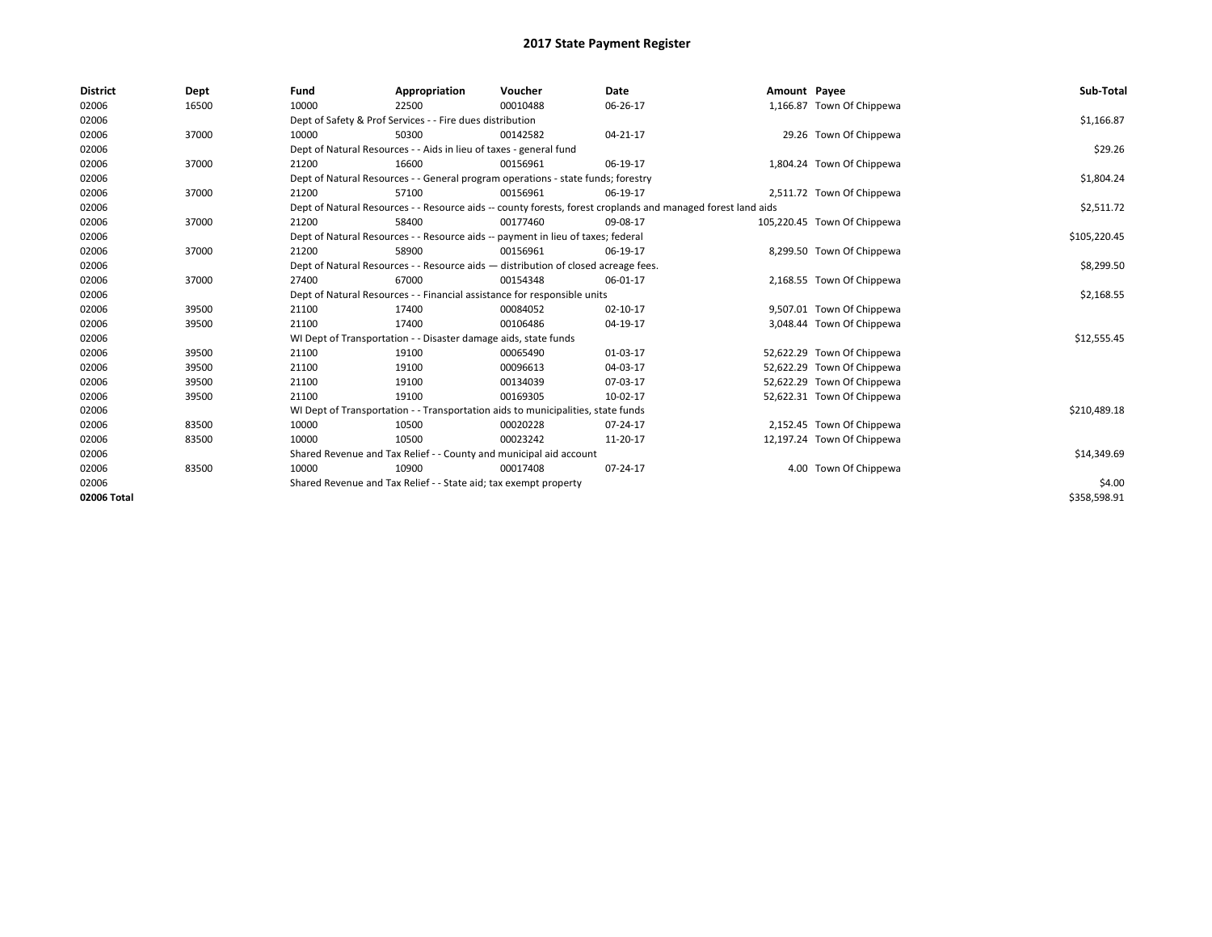# 2017 State Payment Register

| District | Dept | Fund | Appropriation | Voucher | Date | Amount | Payee | Sub-Total |
|---|---|---|---|---|---|---|---|---|
| 02006 | 16500 | 10000 | 22500 | 00010488 | 06-26-17 | 1,166.87 | Town Of Chippewa | |
| 02006 | | Dept of Safety & Prof Services - - Fire dues distribution | | | | | | $1,166.87 |
| 02006 | 37000 | 10000 | 50300 | 00142582 | 04-21-17 | 29.26 | Town Of Chippewa | |
| 02006 | | Dept of Natural Resources - - Aids in lieu of taxes - general fund | | | | | | $29.26 |
| 02006 | 37000 | 21200 | 16600 | 00156961 | 06-19-17 | 1,804.24 | Town Of Chippewa | |
| 02006 | | Dept of Natural Resources - - General program operations - state funds; forestry | | | | | | $1,804.24 |
| 02006 | 37000 | 21200 | 57100 | 00156961 | 06-19-17 | 2,511.72 | Town Of Chippewa | |
| 02006 | | Dept of Natural Resources - - Resource aids -- county forests, forest croplands and managed forest land aids | | | | | | $2,511.72 |
| 02006 | 37000 | 21200 | 58400 | 00177460 | 09-08-17 | 105,220.45 | Town Of Chippewa | |
| 02006 | | Dept of Natural Resources - - Resource aids -- payment in lieu of taxes; federal | | | | | | $105,220.45 |
| 02006 | 37000 | 21200 | 58900 | 00156961 | 06-19-17 | 8,299.50 | Town Of Chippewa | |
| 02006 | | Dept of Natural Resources - - Resource aids — distribution of closed acreage fees. | | | | | | $8,299.50 |
| 02006 | 37000 | 27400 | 67000 | 00154348 | 06-01-17 | 2,168.55 | Town Of Chippewa | |
| 02006 | | Dept of Natural Resources - - Financial assistance for responsible units | | | | | | $2,168.55 |
| 02006 | 39500 | 21100 | 17400 | 00084052 | 02-10-17 | 9,507.01 | Town Of Chippewa | |
| 02006 | 39500 | 21100 | 17400 | 00106486 | 04-19-17 | 3,048.44 | Town Of Chippewa | |
| 02006 | | WI Dept of Transportation - - Disaster damage aids, state funds | | | | | | $12,555.45 |
| 02006 | 39500 | 21100 | 19100 | 00065490 | 01-03-17 | 52,622.29 | Town Of Chippewa | |
| 02006 | 39500 | 21100 | 19100 | 00096613 | 04-03-17 | 52,622.29 | Town Of Chippewa | |
| 02006 | 39500 | 21100 | 19100 | 00134039 | 07-03-17 | 52,622.29 | Town Of Chippewa | |
| 02006 | 39500 | 21100 | 19100 | 00169305 | 10-02-17 | 52,622.31 | Town Of Chippewa | |
| 02006 | | WI Dept of Transportation - - Transportation aids to municipalities, state funds | | | | | | $210,489.18 |
| 02006 | 83500 | 10000 | 10500 | 00020228 | 07-24-17 | 2,152.45 | Town Of Chippewa | |
| 02006 | 83500 | 10000 | 10500 | 00023242 | 11-20-17 | 12,197.24 | Town Of Chippewa | |
| 02006 | | Shared Revenue and Tax Relief - - County and municipal aid account | | | | | | $14,349.69 |
| 02006 | 83500 | 10000 | 10900 | 00017408 | 07-24-17 | 4.00 | Town Of Chippewa | |
| 02006 | | Shared Revenue and Tax Relief - - State aid; tax exempt property | | | | | | $4.00 |
| 02006 Total | | | | | | | | $358,598.91 |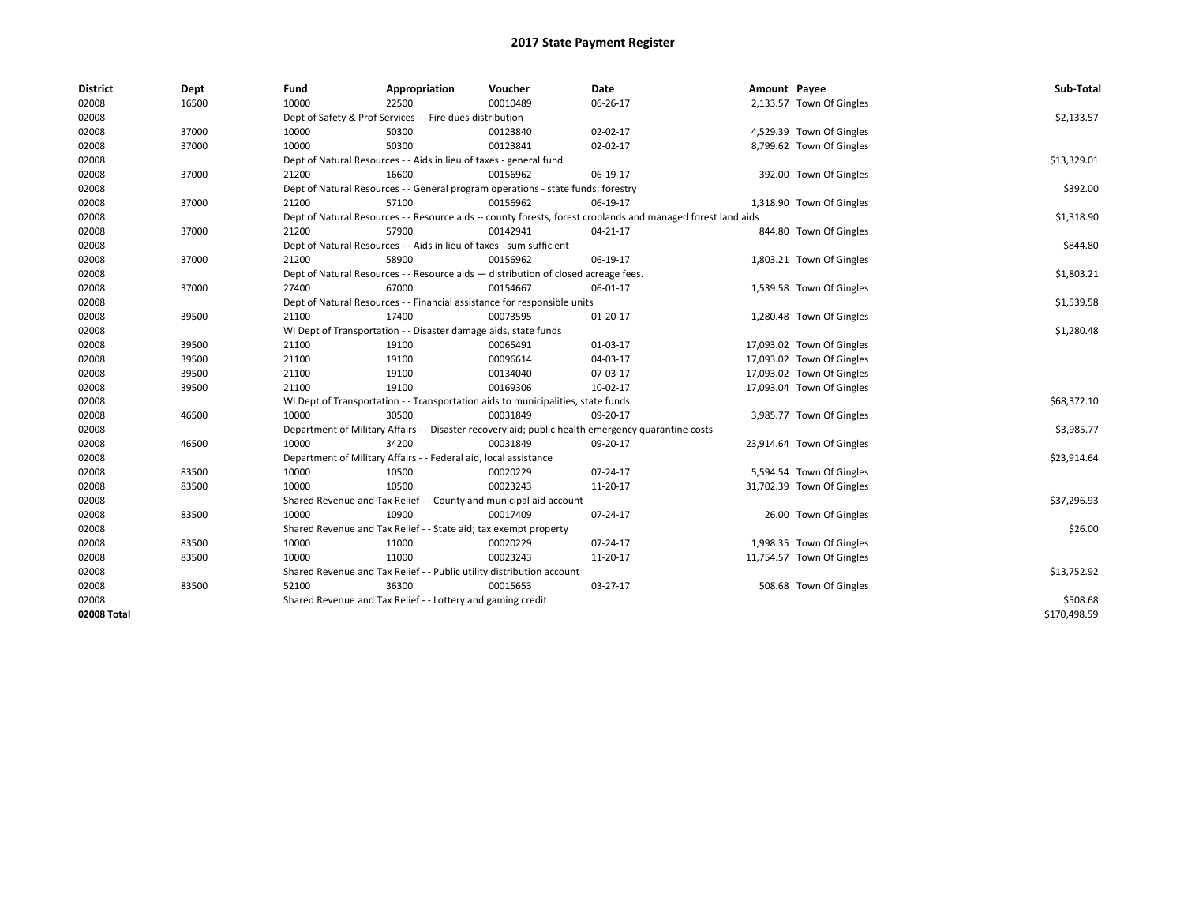# 2017 State Payment Register

| District | Dept | Fund | Appropriation | Voucher | Date | Amount | Payee | Sub-Total |
|---|---|---|---|---|---|---|---|---|
| 02008 | 16500 | 10000 | 22500 | 00010489 | 06-26-17 | 2,133.57 | Town Of Gingles | |
| 02008 | | Dept of Safety & Prof Services - - Fire dues distribution | | | | | | $2,133.57 |
| 02008 | 37000 | 10000 | 50300 | 00123840 | 02-02-17 | 4,529.39 | Town Of Gingles | |
| 02008 | 37000 | 10000 | 50300 | 00123841 | 02-02-17 | 8,799.62 | Town Of Gingles | |
| 02008 | | Dept of Natural Resources - - Aids in lieu of taxes - general fund | | | | | | $13,329.01 |
| 02008 | 37000 | 21200 | 16600 | 00156962 | 06-19-17 | 392.00 | Town Of Gingles | |
| 02008 | | Dept of Natural Resources - - General program operations - state funds; forestry | | | | | | $392.00 |
| 02008 | 37000 | 21200 | 57100 | 00156962 | 06-19-17 | 1,318.90 | Town Of Gingles | |
| 02008 | | Dept of Natural Resources - - Resource aids -- county forests, forest croplands and managed forest land aids | | | | | | $1,318.90 |
| 02008 | 37000 | 21200 | 57900 | 00142941 | 04-21-17 | 844.80 | Town Of Gingles | |
| 02008 | | Dept of Natural Resources - - Aids in lieu of taxes - sum sufficient | | | | | | $844.80 |
| 02008 | 37000 | 21200 | 58900 | 00156962 | 06-19-17 | 1,803.21 | Town Of Gingles | |
| 02008 | | Dept of Natural Resources - - Resource aids — distribution of closed acreage fees. | | | | | | $1,803.21 |
| 02008 | 37000 | 27400 | 67000 | 00154667 | 06-01-17 | 1,539.58 | Town Of Gingles | |
| 02008 | | Dept of Natural Resources - - Financial assistance for responsible units | | | | | | $1,539.58 |
| 02008 | 39500 | 21100 | 17400 | 00073595 | 01-20-17 | 1,280.48 | Town Of Gingles | |
| 02008 | | WI Dept of Transportation - - Disaster damage aids, state funds | | | | | | $1,280.48 |
| 02008 | 39500 | 21100 | 19100 | 00065491 | 01-03-17 | 17,093.02 | Town Of Gingles | |
| 02008 | 39500 | 21100 | 19100 | 00096614 | 04-03-17 | 17,093.02 | Town Of Gingles | |
| 02008 | 39500 | 21100 | 19100 | 00134040 | 07-03-17 | 17,093.02 | Town Of Gingles | |
| 02008 | 39500 | 21100 | 19100 | 00169306 | 10-02-17 | 17,093.04 | Town Of Gingles | |
| 02008 | | WI Dept of Transportation - - Transportation aids to municipalities, state funds | | | | | | $68,372.10 |
| 02008 | 46500 | 10000 | 30500 | 00031849 | 09-20-17 | 3,985.77 | Town Of Gingles | |
| 02008 | | Department of Military Affairs - - Disaster recovery aid; public health emergency quarantine costs | | | | | | $3,985.77 |
| 02008 | 46500 | 10000 | 34200 | 00031849 | 09-20-17 | 23,914.64 | Town Of Gingles | |
| 02008 | | Department of Military Affairs - - Federal aid, local assistance | | | | | | $23,914.64 |
| 02008 | 83500 | 10000 | 10500 | 00020229 | 07-24-17 | 5,594.54 | Town Of Gingles | |
| 02008 | 83500 | 10000 | 10500 | 00023243 | 11-20-17 | 31,702.39 | Town Of Gingles | |
| 02008 | | Shared Revenue and Tax Relief - - County and municipal aid account | | | | | | $37,296.93 |
| 02008 | 83500 | 10000 | 10900 | 00017409 | 07-24-17 | 26.00 | Town Of Gingles | |
| 02008 | | Shared Revenue and Tax Relief - - State aid; tax exempt property | | | | | | $26.00 |
| 02008 | 83500 | 10000 | 11000 | 00020229 | 07-24-17 | 1,998.35 | Town Of Gingles | |
| 02008 | 83500 | 10000 | 11000 | 00023243 | 11-20-17 | 11,754.57 | Town Of Gingles | |
| 02008 | | Shared Revenue and Tax Relief - - Public utility distribution account | | | | | | $13,752.92 |
| 02008 | 83500 | 52100 | 36300 | 00015653 | 03-27-17 | 508.68 | Town Of Gingles | |
| 02008 | | Shared Revenue and Tax Relief - - Lottery and gaming credit | | | | | | $508.68 |
| 02008 Total | | | | | | | | $170,498.59 |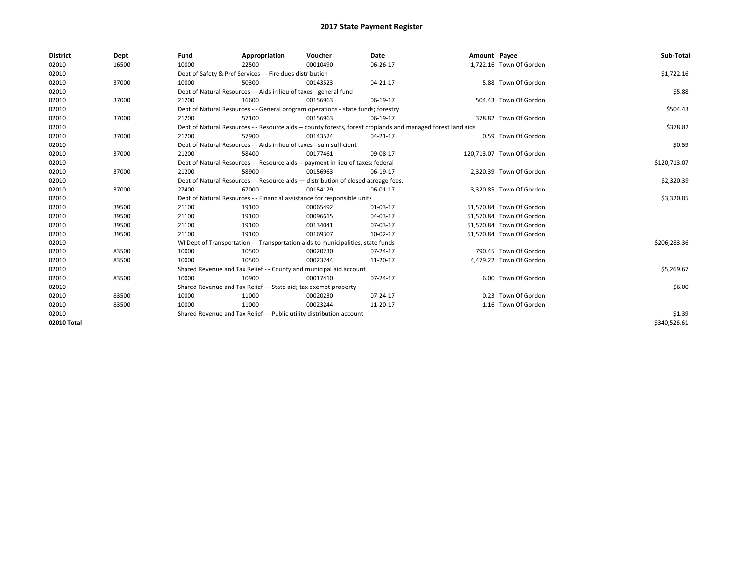# 2017 State Payment Register

| District | Dept | Fund | Appropriation | Voucher | Date | Amount | Payee | Sub-Total |
|---|---|---|---|---|---|---|---|---|
| 02010 | 16500 | 10000 | 22500 | 00010490 | 06-26-17 | 1,722.16 | Town Of Gordon | |
| 02010 | | Dept of Safety & Prof Services - - Fire dues distribution | | | | | | $1,722.16 |
| 02010 | 37000 | 10000 | 50300 | 00143523 | 04-21-17 | 5.88 | Town Of Gordon | |
| 02010 | | Dept of Natural Resources - - Aids in lieu of taxes - general fund | | | | | | $5.88 |
| 02010 | 37000 | 21200 | 16600 | 00156963 | 06-19-17 | 504.43 | Town Of Gordon | |
| 02010 | | Dept of Natural Resources - - General program operations - state funds; forestry | | | | | | $504.43 |
| 02010 | 37000 | 21200 | 57100 | 00156963 | 06-19-17 | 378.82 | Town Of Gordon | |
| 02010 | | Dept of Natural Resources - - Resource aids -- county forests, forest croplands and managed forest land aids | | | | | | $378.82 |
| 02010 | 37000 | 21200 | 57900 | 00143524 | 04-21-17 | 0.59 | Town Of Gordon | |
| 02010 | | Dept of Natural Resources - - Aids in lieu of taxes - sum sufficient | | | | | | $0.59 |
| 02010 | 37000 | 21200 | 58400 | 00177461 | 09-08-17 | 120,713.07 | Town Of Gordon | |
| 02010 | | Dept of Natural Resources - - Resource aids -- payment in lieu of taxes; federal | | | | | | $120,713.07 |
| 02010 | 37000 | 21200 | 58900 | 00156963 | 06-19-17 | 2,320.39 | Town Of Gordon | |
| 02010 | | Dept of Natural Resources - - Resource aids — distribution of closed acreage fees. | | | | | | $2,320.39 |
| 02010 | 37000 | 27400 | 67000 | 00154129 | 06-01-17 | 3,320.85 | Town Of Gordon | |
| 02010 | | Dept of Natural Resources - - Financial assistance for responsible units | | | | | | $3,320.85 |
| 02010 | 39500 | 21100 | 19100 | 00065492 | 01-03-17 | 51,570.84 | Town Of Gordon | |
| 02010 | 39500 | 21100 | 19100 | 00096615 | 04-03-17 | 51,570.84 | Town Of Gordon | |
| 02010 | 39500 | 21100 | 19100 | 00134041 | 07-03-17 | 51,570.84 | Town Of Gordon | |
| 02010 | 39500 | 21100 | 19100 | 00169307 | 10-02-17 | 51,570.84 | Town Of Gordon | |
| 02010 | | WI Dept of Transportation - - Transportation aids to municipalities, state funds | | | | | | $206,283.36 |
| 02010 | 83500 | 10000 | 10500 | 00020230 | 07-24-17 | 790.45 | Town Of Gordon | |
| 02010 | 83500 | 10000 | 10500 | 00023244 | 11-20-17 | 4,479.22 | Town Of Gordon | |
| 02010 | | Shared Revenue and Tax Relief - - County and municipal aid account | | | | | | $5,269.67 |
| 02010 | 83500 | 10000 | 10900 | 00017410 | 07-24-17 | 6.00 | Town Of Gordon | |
| 02010 | | Shared Revenue and Tax Relief - - State aid; tax exempt property | | | | | | $6.00 |
| 02010 | 83500 | 10000 | 11000 | 00020230 | 07-24-17 | 0.23 | Town Of Gordon | |
| 02010 | 83500 | 10000 | 11000 | 00023244 | 11-20-17 | 1.16 | Town Of Gordon | |
| 02010 | | Shared Revenue and Tax Relief - - Public utility distribution account | | | | | | $1.39 |
| 02010 Total | | | | | | | | $340,526.61 |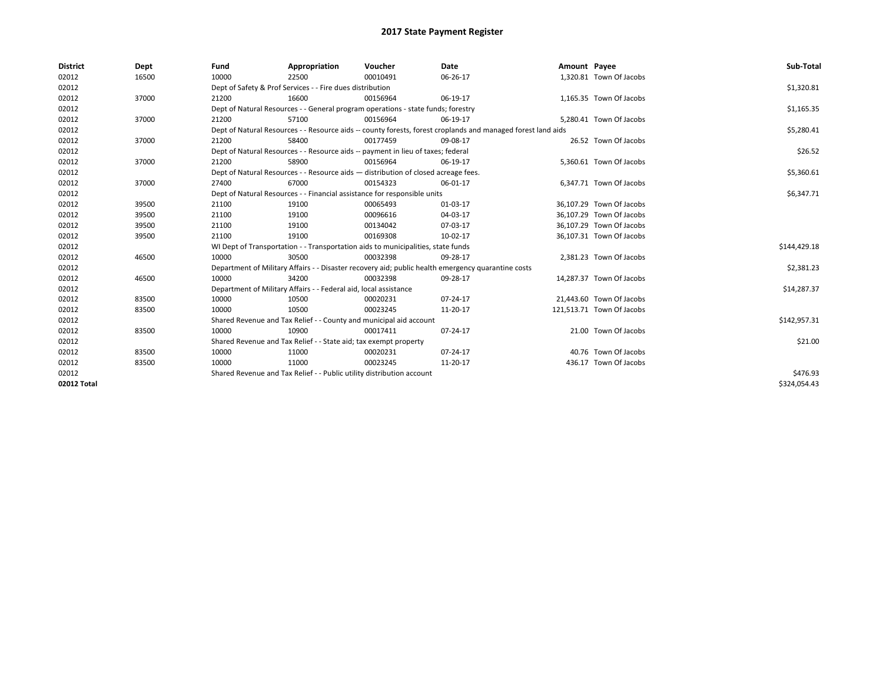# 2017 State Payment Register

| District | Dept | Fund | Appropriation | Voucher | Date | Amount | Payee | Sub-Total |
|---|---|---|---|---|---|---|---|---|
| 02012 | 16500 | 10000 | 22500 | 00010491 | 06-26-17 | 1,320.81 | Town Of Jacobs | |
| 02012 | | Dept of Safety & Prof Services - - Fire dues distribution | | | | | | $1,320.81 |
| 02012 | 37000 | 21200 | 16600 | 00156964 | 06-19-17 | 1,165.35 | Town Of Jacobs | |
| 02012 | | Dept of Natural Resources - - General program operations - state funds; forestry | | | | | | $1,165.35 |
| 02012 | 37000 | 21200 | 57100 | 00156964 | 06-19-17 | 5,280.41 | Town Of Jacobs | |
| 02012 | | Dept of Natural Resources - - Resource aids -- county forests, forest croplands and managed forest land aids | | | | | | $5,280.41 |
| 02012 | 37000 | 21200 | 58400 | 00177459 | 09-08-17 | 26.52 | Town Of Jacobs | |
| 02012 | | Dept of Natural Resources - - Resource aids -- payment in lieu of taxes; federal | | | | | | $26.52 |
| 02012 | 37000 | 21200 | 58900 | 00156964 | 06-19-17 | 5,360.61 | Town Of Jacobs | |
| 02012 | | Dept of Natural Resources - - Resource aids — distribution of closed acreage fees. | | | | | | $5,360.61 |
| 02012 | 37000 | 27400 | 67000 | 00154323 | 06-01-17 | 6,347.71 | Town Of Jacobs | |
| 02012 | | Dept of Natural Resources - - Financial assistance for responsible units | | | | | | $6,347.71 |
| 02012 | 39500 | 21100 | 19100 | 00065493 | 01-03-17 | 36,107.29 | Town Of Jacobs | |
| 02012 | 39500 | 21100 | 19100 | 00096616 | 04-03-17 | 36,107.29 | Town Of Jacobs | |
| 02012 | 39500 | 21100 | 19100 | 00134042 | 07-03-17 | 36,107.29 | Town Of Jacobs | |
| 02012 | 39500 | 21100 | 19100 | 00169308 | 10-02-17 | 36,107.31 | Town Of Jacobs | |
| 02012 | | WI Dept of Transportation - - Transportation aids to municipalities, state funds | | | | | | $144,429.18 |
| 02012 | 46500 | 10000 | 30500 | 00032398 | 09-28-17 | 2,381.23 | Town Of Jacobs | |
| 02012 | | Department of Military Affairs - - Disaster recovery aid; public health emergency quarantine costs | | | | | | $2,381.23 |
| 02012 | 46500 | 10000 | 34200 | 00032398 | 09-28-17 | 14,287.37 | Town Of Jacobs | |
| 02012 | | Department of Military Affairs - - Federal aid, local assistance | | | | | | $14,287.37 |
| 02012 | 83500 | 10000 | 10500 | 00020231 | 07-24-17 | 21,443.60 | Town Of Jacobs | |
| 02012 | 83500 | 10000 | 10500 | 00023245 | 11-20-17 | 121,513.71 | Town Of Jacobs | |
| 02012 | | Shared Revenue and Tax Relief - - County and municipal aid account | | | | | | $142,957.31 |
| 02012 | 83500 | 10000 | 10900 | 00017411 | 07-24-17 | 21.00 | Town Of Jacobs | |
| 02012 | | Shared Revenue and Tax Relief - - State aid; tax exempt property | | | | | | $21.00 |
| 02012 | 83500 | 10000 | 11000 | 00020231 | 07-24-17 | 40.76 | Town Of Jacobs | |
| 02012 | 83500 | 10000 | 11000 | 00023245 | 11-20-17 | 436.17 | Town Of Jacobs | |
| 02012 | | Shared Revenue and Tax Relief - - Public utility distribution account | | | | | | $476.93 |
| 02012 Total | | | | | | | | $324,054.43 |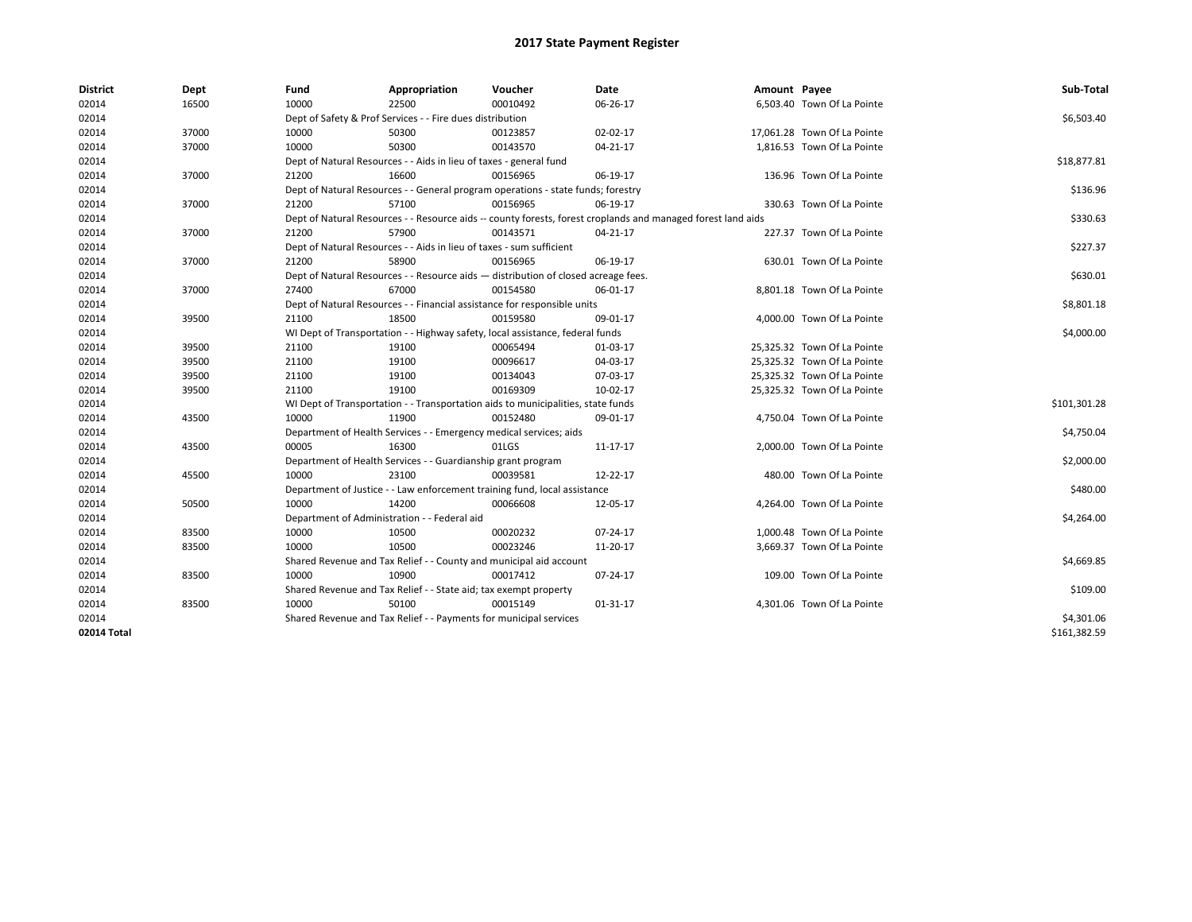# 2017 State Payment Register

| District | Dept | Fund | Appropriation | Voucher | Date | Amount | Payee | Sub-Total |
|---|---|---|---|---|---|---|---|---|
| 02014 | 16500 | 10000 | 22500 | 00010492 | 06-26-17 | 6,503.40 | Town Of La Pointe | |
| 02014 | | Dept of Safety & Prof Services - - Fire dues distribution | | | | | | $6,503.40 |
| 02014 | 37000 | 10000 | 50300 | 00123857 | 02-02-17 | 17,061.28 | Town Of La Pointe | |
| 02014 | 37000 | 10000 | 50300 | 00143570 | 04-21-17 | 1,816.53 | Town Of La Pointe | |
| 02014 | | Dept of Natural Resources - - Aids in lieu of taxes - general fund | | | | | | $18,877.81 |
| 02014 | 37000 | 21200 | 16600 | 00156965 | 06-19-17 | 136.96 | Town Of La Pointe | |
| 02014 | | Dept of Natural Resources - - General program operations - state funds; forestry | | | | | | $136.96 |
| 02014 | 37000 | 21200 | 57100 | 00156965 | 06-19-17 | 330.63 | Town Of La Pointe | |
| 02014 | | Dept of Natural Resources - - Resource aids -- county forests, forest croplands and managed forest land aids | | | | | | $330.63 |
| 02014 | 37000 | 21200 | 57900 | 00143571 | 04-21-17 | 227.37 | Town Of La Pointe | |
| 02014 | | Dept of Natural Resources - - Aids in lieu of taxes - sum sufficient | | | | | | $227.37 |
| 02014 | 37000 | 21200 | 58900 | 00156965 | 06-19-17 | 630.01 | Town Of La Pointe | |
| 02014 | | Dept of Natural Resources - - Resource aids — distribution of closed acreage fees. | | | | | | $630.01 |
| 02014 | 37000 | 27400 | 67000 | 00154580 | 06-01-17 | 8,801.18 | Town Of La Pointe | |
| 02014 | | Dept of Natural Resources - - Financial assistance for responsible units | | | | | | $8,801.18 |
| 02014 | 39500 | 21100 | 18500 | 00159580 | 09-01-17 | 4,000.00 | Town Of La Pointe | |
| 02014 | | WI Dept of Transportation - - Highway safety, local assistance, federal funds | | | | | | $4,000.00 |
| 02014 | 39500 | 21100 | 19100 | 00065494 | 01-03-17 | 25,325.32 | Town Of La Pointe | |
| 02014 | 39500 | 21100 | 19100 | 00096617 | 04-03-17 | 25,325.32 | Town Of La Pointe | |
| 02014 | 39500 | 21100 | 19100 | 00134043 | 07-03-17 | 25,325.32 | Town Of La Pointe | |
| 02014 | 39500 | 21100 | 19100 | 00169309 | 10-02-17 | 25,325.32 | Town Of La Pointe | |
| 02014 | | WI Dept of Transportation - - Transportation aids to municipalities, state funds | | | | | | $101,301.28 |
| 02014 | 43500 | 10000 | 11900 | 00152480 | 09-01-17 | 4,750.04 | Town Of La Pointe | |
| 02014 | | Department of Health Services - - Emergency medical services; aids | | | | | | $4,750.04 |
| 02014 | 43500 | 00005 | 16300 | 01LGS | 11-17-17 | 2,000.00 | Town Of La Pointe | |
| 02014 | | Department of Health Services - - Guardianship grant program | | | | | | $2,000.00 |
| 02014 | 45500 | 10000 | 23100 | 00039581 | 12-22-17 | 480.00 | Town Of La Pointe | |
| 02014 | | Department of Justice - - Law enforcement training fund, local assistance | | | | | | $480.00 |
| 02014 | 50500 | 10000 | 14200 | 00066608 | 12-05-17 | 4,264.00 | Town Of La Pointe | |
| 02014 | | Department of Administration - - Federal aid | | | | | | $4,264.00 |
| 02014 | 83500 | 10000 | 10500 | 00020232 | 07-24-17 | 1,000.48 | Town Of La Pointe | |
| 02014 | 83500 | 10000 | 10500 | 00023246 | 11-20-17 | 3,669.37 | Town Of La Pointe | |
| 02014 | | Shared Revenue and Tax Relief - - County and municipal aid account | | | | | | $4,669.85 |
| 02014 | 83500 | 10000 | 10900 | 00017412 | 07-24-17 | 109.00 | Town Of La Pointe | |
| 02014 | | Shared Revenue and Tax Relief - - State aid; tax exempt property | | | | | | $109.00 |
| 02014 | 83500 | 10000 | 50100 | 00015149 | 01-31-17 | 4,301.06 | Town Of La Pointe | |
| 02014 | | Shared Revenue and Tax Relief - - Payments for municipal services | | | | | | $4,301.06 |
| **02014 Total** | | | | | | | | $161,382.59 |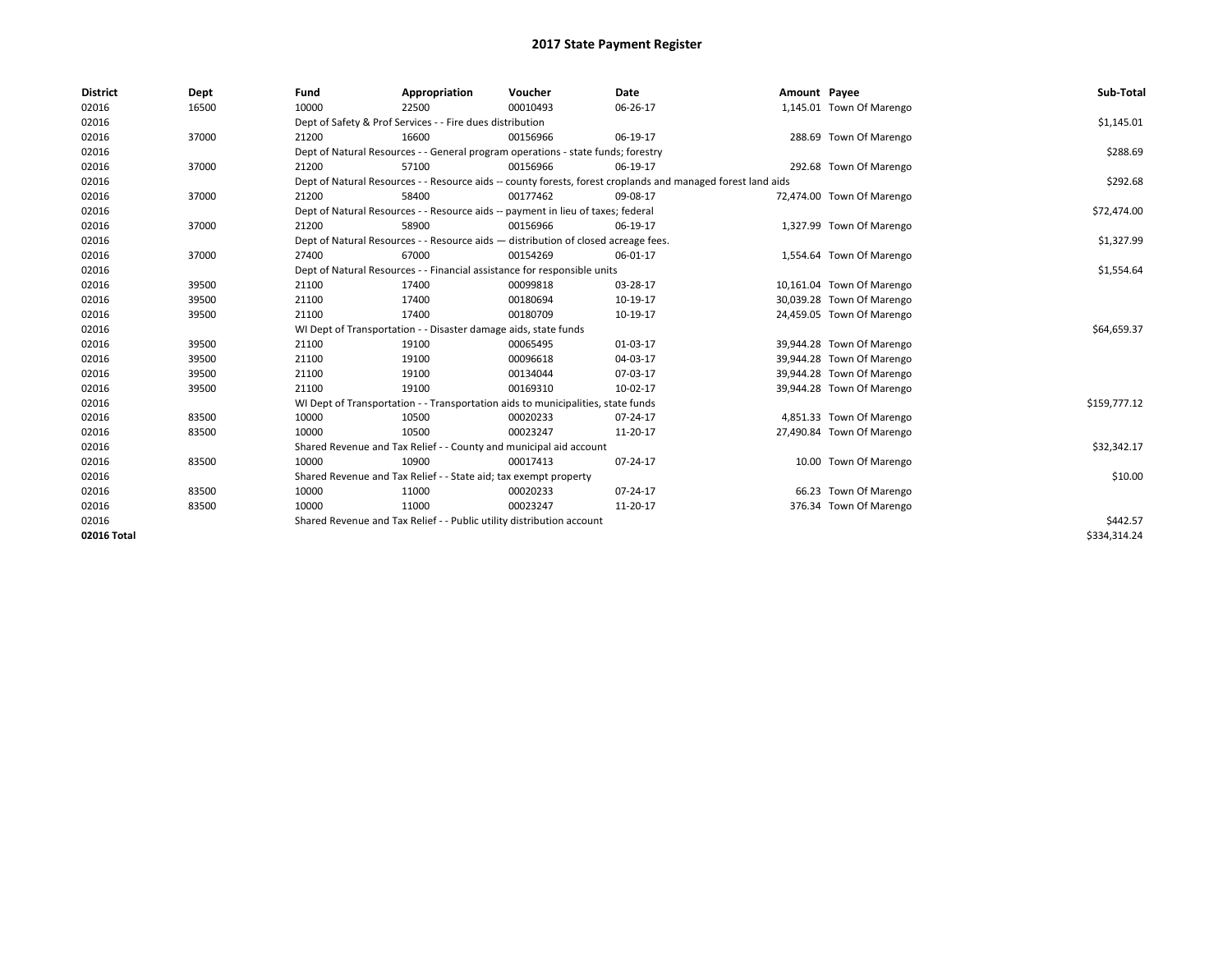# 2017 State Payment Register

| District | Dept | Fund | Appropriation | Voucher | Date | Amount | Payee | Sub-Total |
|---|---|---|---|---|---|---|---|---|
| 02016 | 16500 | 10000 | 22500 | 00010493 | 06-26-17 | 1,145.01 | Town Of Marengo | |
| 02016 | | Dept of Safety & Prof Services - - Fire dues distribution | | | | | | $1,145.01 |
| 02016 | 37000 | 21200 | 16600 | 00156966 | 06-19-17 | 288.69 | Town Of Marengo | |
| 02016 | | Dept of Natural Resources - - General program operations - state funds; forestry | | | | | | $288.69 |
| 02016 | 37000 | 21200 | 57100 | 00156966 | 06-19-17 | 292.68 | Town Of Marengo | |
| 02016 | | Dept of Natural Resources - - Resource aids -- county forests, forest croplands and managed forest land aids | | | | | | $292.68 |
| 02016 | 37000 | 21200 | 58400 | 00177462 | 09-08-17 | 72,474.00 | Town Of Marengo | |
| 02016 | | Dept of Natural Resources - - Resource aids -- payment in lieu of taxes; federal | | | | | | $72,474.00 |
| 02016 | 37000 | 21200 | 58900 | 00156966 | 06-19-17 | 1,327.99 | Town Of Marengo | |
| 02016 | | Dept of Natural Resources - - Resource aids — distribution of closed acreage fees. | | | | | | $1,327.99 |
| 02016 | 37000 | 27400 | 67000 | 00154269 | 06-01-17 | 1,554.64 | Town Of Marengo | |
| 02016 | | Dept of Natural Resources - - Financial assistance for responsible units | | | | | | $1,554.64 |
| 02016 | 39500 | 21100 | 17400 | 00099818 | 03-28-17 | 10,161.04 | Town Of Marengo | |
| 02016 | 39500 | 21100 | 17400 | 00180694 | 10-19-17 | 30,039.28 | Town Of Marengo | |
| 02016 | 39500 | 21100 | 17400 | 00180709 | 10-19-17 | 24,459.05 | Town Of Marengo | |
| 02016 | | WI Dept of Transportation - - Disaster damage aids, state funds | | | | | | $64,659.37 |
| 02016 | 39500 | 21100 | 19100 | 00065495 | 01-03-17 | 39,944.28 | Town Of Marengo | |
| 02016 | 39500 | 21100 | 19100 | 00096618 | 04-03-17 | 39,944.28 | Town Of Marengo | |
| 02016 | 39500 | 21100 | 19100 | 00134044 | 07-03-17 | 39,944.28 | Town Of Marengo | |
| 02016 | 39500 | 21100 | 19100 | 00169310 | 10-02-17 | 39,944.28 | Town Of Marengo | |
| 02016 | | WI Dept of Transportation - - Transportation aids to municipalities, state funds | | | | | | $159,777.12 |
| 02016 | 83500 | 10000 | 10500 | 00020233 | 07-24-17 | 4,851.33 | Town Of Marengo | |
| 02016 | 83500 | 10000 | 10500 | 00023247 | 11-20-17 | 27,490.84 | Town Of Marengo | |
| 02016 | | Shared Revenue and Tax Relief - - County and municipal aid account | | | | | | $32,342.17 |
| 02016 | 83500 | 10000 | 10900 | 00017413 | 07-24-17 | 10.00 | Town Of Marengo | |
| 02016 | | Shared Revenue and Tax Relief - - State aid; tax exempt property | | | | | | $10.00 |
| 02016 | 83500 | 10000 | 11000 | 00020233 | 07-24-17 | 66.23 | Town Of Marengo | |
| 02016 | 83500 | 10000 | 11000 | 00023247 | 11-20-17 | 376.34 | Town Of Marengo | |
| 02016 | | Shared Revenue and Tax Relief - - Public utility distribution account | | | | | | $442.57 |
| 02016 Total | | | | | | | | $334,314.24 |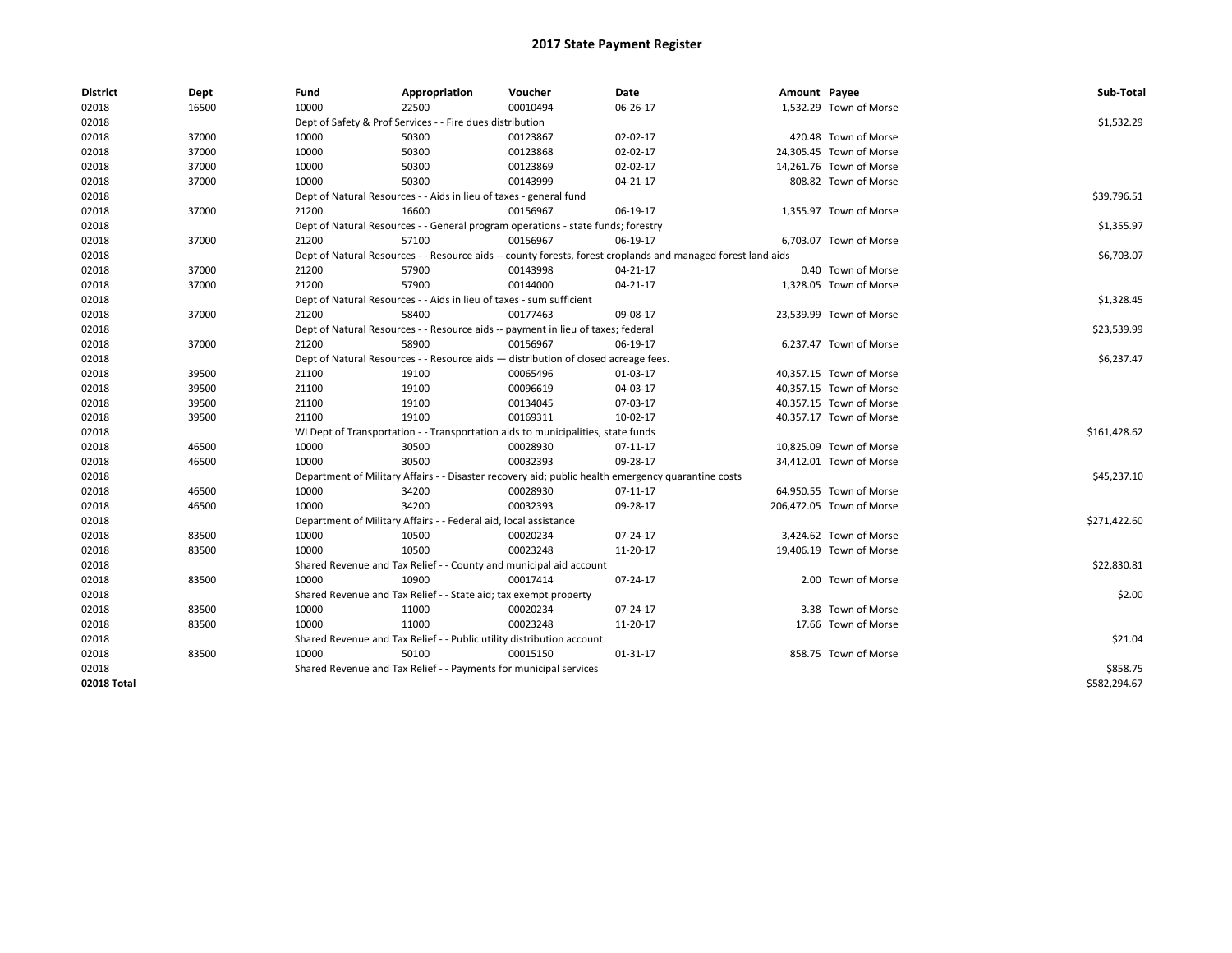# 2017 State Payment Register

| District | Dept | Fund | Appropriation | Voucher | Date | Amount | Payee | Sub-Total |
|---|---|---|---|---|---|---|---|---|
| 02018 | 16500 | 10000 | 22500 | 00010494 | 06-26-17 | 1,532.29 | Town of Morse | |
| 02018 | | Dept of Safety & Prof Services - - Fire dues distribution | | | | | | $1,532.29 |
| 02018 | 37000 | 10000 | 50300 | 00123867 | 02-02-17 | 420.48 | Town of Morse | |
| 02018 | 37000 | 10000 | 50300 | 00123868 | 02-02-17 | 24,305.45 | Town of Morse | |
| 02018 | 37000 | 10000 | 50300 | 00123869 | 02-02-17 | 14,261.76 | Town of Morse | |
| 02018 | 37000 | 10000 | 50300 | 00143999 | 04-21-17 | 808.82 | Town of Morse | |
| 02018 | | Dept of Natural Resources - - Aids in lieu of taxes - general fund | | | | | | $39,796.51 |
| 02018 | 37000 | 21200 | 16600 | 00156967 | 06-19-17 | 1,355.97 | Town of Morse | |
| 02018 | | Dept of Natural Resources - - General program operations - state funds; forestry | | | | | | $1,355.97 |
| 02018 | 37000 | 21200 | 57100 | 00156967 | 06-19-17 | 6,703.07 | Town of Morse | |
| 02018 | | Dept of Natural Resources - - Resource aids -- county forests, forest croplands and managed forest land aids | | | | | | $6,703.07 |
| 02018 | 37000 | 21200 | 57900 | 00143998 | 04-21-17 | 0.40 | Town of Morse | |
| 02018 | 37000 | 21200 | 57900 | 00144000 | 04-21-17 | 1,328.05 | Town of Morse | |
| 02018 | | Dept of Natural Resources - - Aids in lieu of taxes - sum sufficient | | | | | | $1,328.45 |
| 02018 | 37000 | 21200 | 58400 | 00177463 | 09-08-17 | 23,539.99 | Town of Morse | |
| 02018 | | Dept of Natural Resources - - Resource aids -- payment in lieu of taxes; federal | | | | | | $23,539.99 |
| 02018 | 37000 | 21200 | 58900 | 00156967 | 06-19-17 | 6,237.47 | Town of Morse | |
| 02018 | | Dept of Natural Resources - - Resource aids — distribution of closed acreage fees. | | | | | | $6,237.47 |
| 02018 | 39500 | 21100 | 19100 | 00065496 | 01-03-17 | 40,357.15 | Town of Morse | |
| 02018 | 39500 | 21100 | 19100 | 00096619 | 04-03-17 | 40,357.15 | Town of Morse | |
| 02018 | 39500 | 21100 | 19100 | 00134045 | 07-03-17 | 40,357.15 | Town of Morse | |
| 02018 | 39500 | 21100 | 19100 | 00169311 | 10-02-17 | 40,357.17 | Town of Morse | |
| 02018 | | WI Dept of Transportation - - Transportation aids to municipalities, state funds | | | | | | $161,428.62 |
| 02018 | 46500 | 10000 | 30500 | 00028930 | 07-11-17 | 10,825.09 | Town of Morse | |
| 02018 | 46500 | 10000 | 30500 | 00032393 | 09-28-17 | 34,412.01 | Town of Morse | |
| 02018 | | Department of Military Affairs - - Disaster recovery aid; public health emergency quarantine costs | | | | | | $45,237.10 |
| 02018 | 46500 | 10000 | 34200 | 00028930 | 07-11-17 | 64,950.55 | Town of Morse | |
| 02018 | 46500 | 10000 | 34200 | 00032393 | 09-28-17 | 206,472.05 | Town of Morse | |
| 02018 | | Department of Military Affairs - - Federal aid, local assistance | | | | | | $271,422.60 |
| 02018 | 83500 | 10000 | 10500 | 00020234 | 07-24-17 | 3,424.62 | Town of Morse | |
| 02018 | 83500 | 10000 | 10500 | 00023248 | 11-20-17 | 19,406.19 | Town of Morse | |
| 02018 | | Shared Revenue and Tax Relief - - County and municipal aid account | | | | | | $22,830.81 |
| 02018 | 83500 | 10000 | 10900 | 00017414 | 07-24-17 | 2.00 | Town of Morse | |
| 02018 | | Shared Revenue and Tax Relief - - State aid; tax exempt property | | | | | | $2.00 |
| 02018 | 83500 | 10000 | 11000 | 00020234 | 07-24-17 | 3.38 | Town of Morse | |
| 02018 | 83500 | 10000 | 11000 | 00023248 | 11-20-17 | 17.66 | Town of Morse | |
| 02018 | | Shared Revenue and Tax Relief - - Public utility distribution account | | | | | | $21.04 |
| 02018 | 83500 | 10000 | 50100 | 00015150 | 01-31-17 | 858.75 | Town of Morse | |
| 02018 | | Shared Revenue and Tax Relief - - Payments for municipal services | | | | | | $858.75 |
| **02018 Total** | | | | | | | | $582,294.67 |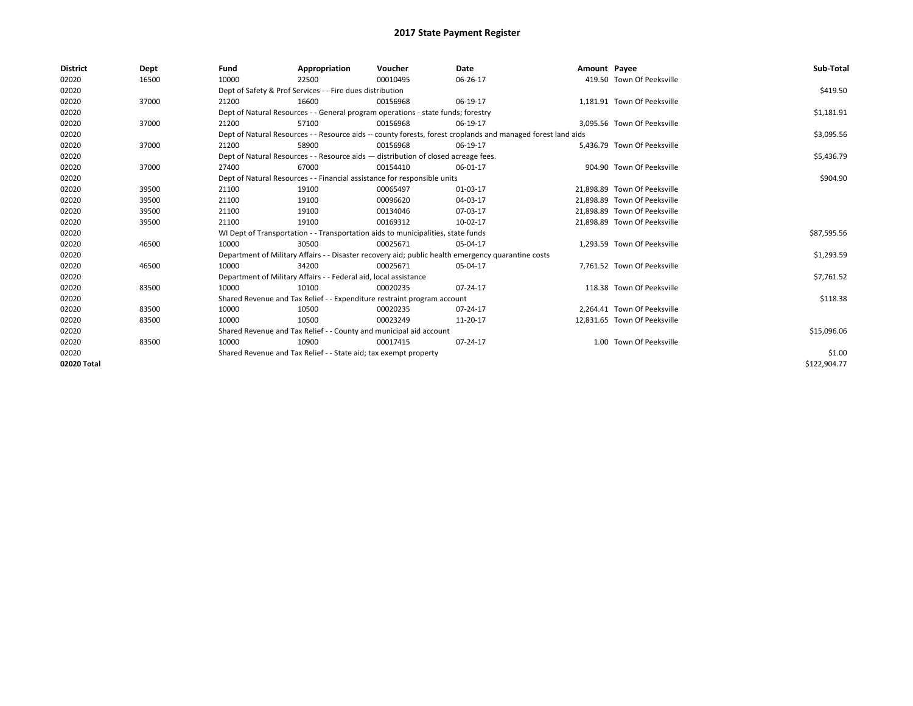# 2017 State Payment Register

| District | Dept | Fund | Appropriation | Voucher | Date | Amount | Payee | Sub-Total |
|---|---|---|---|---|---|---|---|---|
| 02020 | 16500 | 10000 | 22500 | 00010495 | 06-26-17 | 419.50 | Town Of Peeksville | |
| 02020 | | Dept of Safety & Prof Services - - Fire dues distribution | | | | | | $419.50 |
| 02020 | 37000 | 21200 | 16600 | 00156968 | 06-19-17 | 1,181.91 | Town Of Peeksville | |
| 02020 | | Dept of Natural Resources - - General program operations - state funds; forestry | | | | | | $1,181.91 |
| 02020 | 37000 | 21200 | 57100 | 00156968 | 06-19-17 | 3,095.56 | Town Of Peeksville | |
| 02020 | | Dept of Natural Resources - - Resource aids -- county forests, forest croplands and managed forest land aids | | | | | | $3,095.56 |
| 02020 | 37000 | 21200 | 58900 | 00156968 | 06-19-17 | 5,436.79 | Town Of Peeksville | |
| 02020 | | Dept of Natural Resources - - Resource aids — distribution of closed acreage fees. | | | | | | $5,436.79 |
| 02020 | 37000 | 27400 | 67000 | 00154410 | 06-01-17 | 904.90 | Town Of Peeksville | |
| 02020 | | Dept of Natural Resources - - Financial assistance for responsible units | | | | | | $904.90 |
| 02020 | 39500 | 21100 | 19100 | 00065497 | 01-03-17 | 21,898.89 | Town Of Peeksville | |
| 02020 | 39500 | 21100 | 19100 | 00096620 | 04-03-17 | 21,898.89 | Town Of Peeksville | |
| 02020 | 39500 | 21100 | 19100 | 00134046 | 07-03-17 | 21,898.89 | Town Of Peeksville | |
| 02020 | 39500 | 21100 | 19100 | 00169312 | 10-02-17 | 21,898.89 | Town Of Peeksville | |
| 02020 | | WI Dept of Transportation - - Transportation aids to municipalities, state funds | | | | | | $87,595.56 |
| 02020 | 46500 | 10000 | 30500 | 00025671 | 05-04-17 | 1,293.59 | Town Of Peeksville | |
| 02020 | | Department of Military Affairs - - Disaster recovery aid; public health emergency quarantine costs | | | | | | $1,293.59 |
| 02020 | 46500 | 10000 | 34200 | 00025671 | 05-04-17 | 7,761.52 | Town Of Peeksville | |
| 02020 | | Department of Military Affairs - - Federal aid, local assistance | | | | | | $7,761.52 |
| 02020 | 83500 | 10000 | 10100 | 00020235 | 07-24-17 | 118.38 | Town Of Peeksville | |
| 02020 | | Shared Revenue and Tax Relief - - Expenditure restraint program account | | | | | | $118.38 |
| 02020 | 83500 | 10000 | 10500 | 00020235 | 07-24-17 | 2,264.41 | Town Of Peeksville | |
| 02020 | 83500 | 10000 | 10500 | 00023249 | 11-20-17 | 12,831.65 | Town Of Peeksville | |
| 02020 | | Shared Revenue and Tax Relief - - County and municipal aid account | | | | | | $15,096.06 |
| 02020 | 83500 | 10000 | 10900 | 00017415 | 07-24-17 | 1.00 | Town Of Peeksville | |
| 02020 | | Shared Revenue and Tax Relief - - State aid; tax exempt property | | | | | | $1.00 |
| 02020 Total | | | | | | | | $122,904.77 |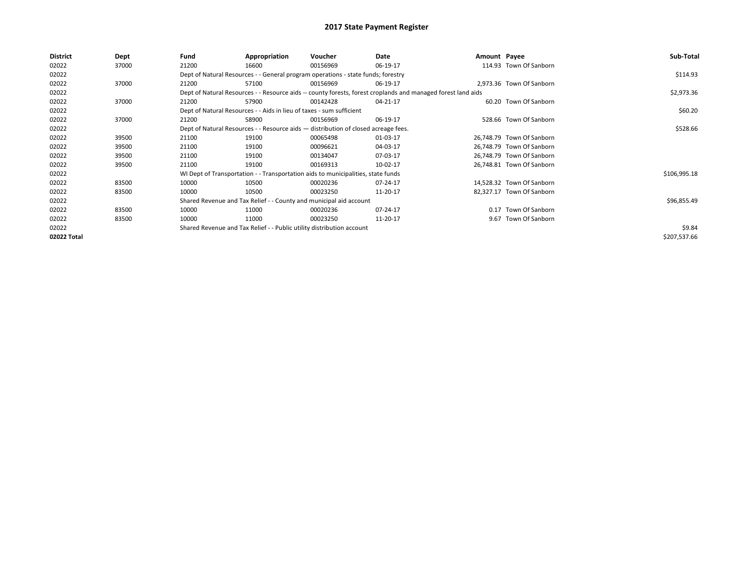# 2017 State Payment Register

| District | Dept | Fund | Appropriation | Voucher | Date | Amount | Payee | Sub-Total |
|---|---|---|---|---|---|---|---|---|
| 02022 | 37000 | 21200 | 16600 | 00156969 | 06-19-17 | 114.93 | Town Of Sanborn | |
| 02022 | | Dept of Natural Resources - - General program operations - state funds; forestry | | | | | | $114.93 |
| 02022 | 37000 | 21200 | 57100 | 00156969 | 06-19-17 | 2,973.36 | Town Of Sanborn | |
| 02022 | | Dept of Natural Resources - - Resource aids -- county forests, forest croplands and managed forest land aids | | | | | | $2,973.36 |
| 02022 | 37000 | 21200 | 57900 | 00142428 | 04-21-17 | 60.20 | Town Of Sanborn | |
| 02022 | | Dept of Natural Resources - - Aids in lieu of taxes - sum sufficient | | | | | | $60.20 |
| 02022 | 37000 | 21200 | 58900 | 00156969 | 06-19-17 | 528.66 | Town Of Sanborn | |
| 02022 | | Dept of Natural Resources - - Resource aids — distribution of closed acreage fees. | | | | | | $528.66 |
| 02022 | 39500 | 21100 | 19100 | 00065498 | 01-03-17 | 26,748.79 | Town Of Sanborn | |
| 02022 | 39500 | 21100 | 19100 | 00096621 | 04-03-17 | 26,748.79 | Town Of Sanborn | |
| 02022 | 39500 | 21100 | 19100 | 00134047 | 07-03-17 | 26,748.79 | Town Of Sanborn | |
| 02022 | 39500 | 21100 | 19100 | 00169313 | 10-02-17 | 26,748.81 | Town Of Sanborn | |
| 02022 | | WI Dept of Transportation - - Transportation aids to municipalities, state funds | | | | | | $106,995.18 |
| 02022 | 83500 | 10000 | 10500 | 00020236 | 07-24-17 | 14,528.32 | Town Of Sanborn | |
| 02022 | 83500 | 10000 | 10500 | 00023250 | 11-20-17 | 82,327.17 | Town Of Sanborn | |
| 02022 | | Shared Revenue and Tax Relief - - County and municipal aid account | | | | | | $96,855.49 |
| 02022 | 83500 | 10000 | 11000 | 00020236 | 07-24-17 | 0.17 | Town Of Sanborn | |
| 02022 | 83500 | 10000 | 11000 | 00023250 | 11-20-17 | 9.67 | Town Of Sanborn | |
| 02022 | | Shared Revenue and Tax Relief - - Public utility distribution account | | | | | | $9.84 |
| 02022 Total | | | | | | | | $207,537.66 |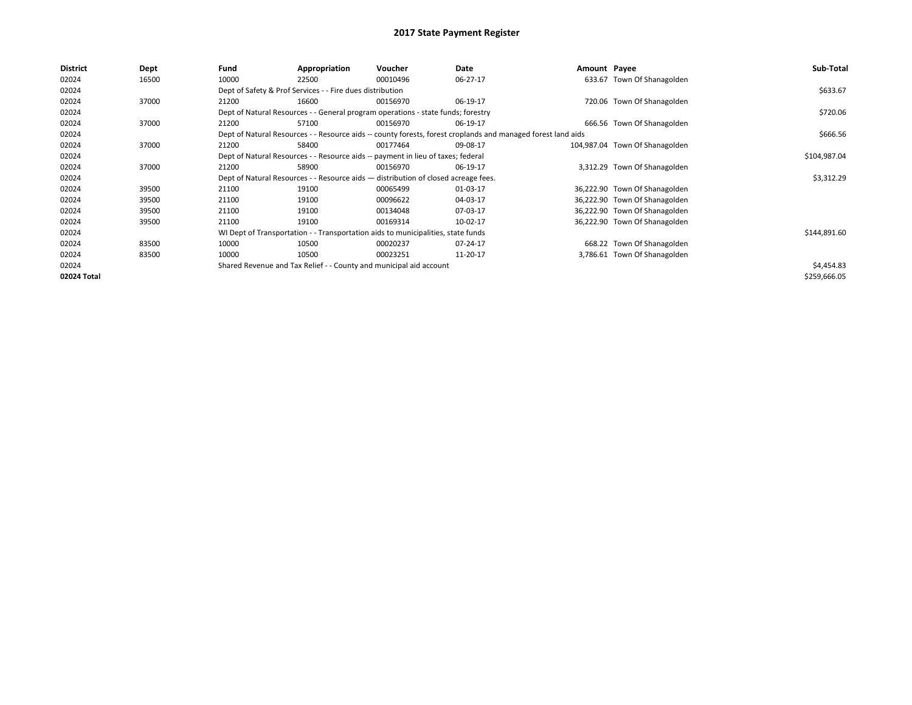# 2017 State Payment Register

| District | Dept | Fund | Appropriation | Voucher | Date | Amount | Payee | Sub-Total |
|---|---|---|---|---|---|---|---|---|
| 02024 | 16500 | 10000 | 22500 | 00010496 | 06-27-17 | 633.67 | Town Of Shanagolden | |
| 02024 | | Dept of Safety & Prof Services - - Fire dues distribution | | | | | | $633.67 |
| 02024 | 37000 | 21200 | 16600 | 00156970 | 06-19-17 | 720.06 | Town Of Shanagolden | |
| 02024 | | Dept of Natural Resources - - General program operations - state funds; forestry | | | | | | $720.06 |
| 02024 | 37000 | 21200 | 57100 | 00156970 | 06-19-17 | 666.56 | Town Of Shanagolden | |
| 02024 | | Dept of Natural Resources - - Resource aids -- county forests, forest croplands and managed forest land aids | | | | | | $666.56 |
| 02024 | 37000 | 21200 | 58400 | 00177464 | 09-08-17 | 104,987.04 | Town Of Shanagolden | |
| 02024 | | Dept of Natural Resources - - Resource aids -- payment in lieu of taxes; federal | | | | | | $104,987.04 |
| 02024 | 37000 | 21200 | 58900 | 00156970 | 06-19-17 | 3,312.29 | Town Of Shanagolden | |
| 02024 | | Dept of Natural Resources - - Resource aids — distribution of closed acreage fees. | | | | | | $3,312.29 |
| 02024 | 39500 | 21100 | 19100 | 00065499 | 01-03-17 | 36,222.90 | Town Of Shanagolden | |
| 02024 | 39500 | 21100 | 19100 | 00096622 | 04-03-17 | 36,222.90 | Town Of Shanagolden | |
| 02024 | 39500 | 21100 | 19100 | 00134048 | 07-03-17 | 36,222.90 | Town Of Shanagolden | |
| 02024 | 39500 | 21100 | 19100 | 00169314 | 10-02-17 | 36,222.90 | Town Of Shanagolden | |
| 02024 | | WI Dept of Transportation - - Transportation aids to municipalities, state funds | | | | | | $144,891.60 |
| 02024 | 83500 | 10000 | 10500 | 00020237 | 07-24-17 | 668.22 | Town Of Shanagolden | |
| 02024 | 83500 | 10000 | 10500 | 00023251 | 11-20-17 | 3,786.61 | Town Of Shanagolden | |
| 02024 | | Shared Revenue and Tax Relief - - County and municipal aid account | | | | | | $4,454.83 |
| **02024 Total** | | | | | | | | $259,666.05 |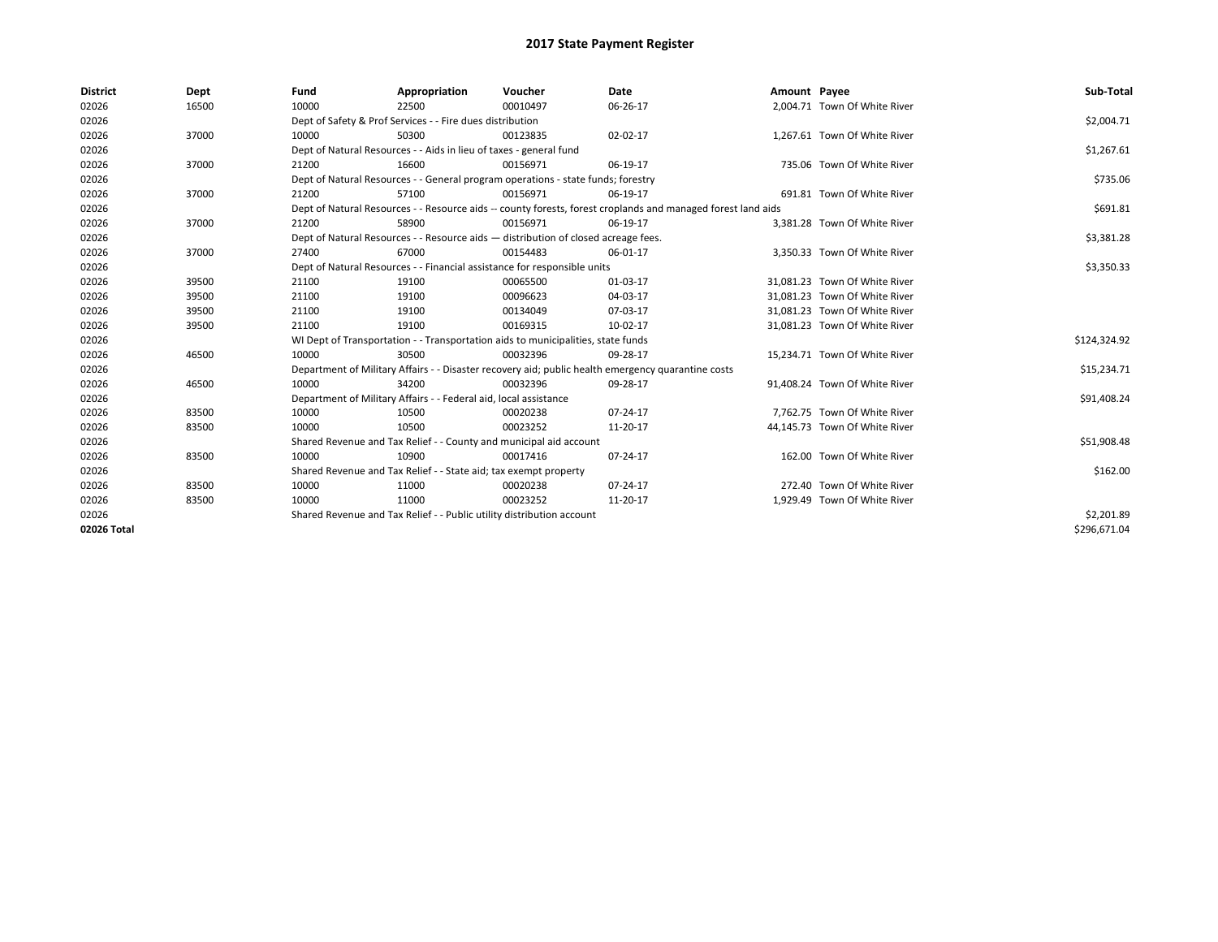# 2017 State Payment Register

| District | Dept | Fund | Appropriation | Voucher | Date | Amount | Payee | Sub-Total |
|---|---|---|---|---|---|---|---|---|
| 02026 | 16500 | 10000 | 22500 | 00010497 | 06-26-17 | 2,004.71 | Town Of White River | |
| 02026 | | Dept of Safety & Prof Services - - Fire dues distribution | | | | | | $2,004.71 |
| 02026 | 37000 | 10000 | 50300 | 00123835 | 02-02-17 | 1,267.61 | Town Of White River | |
| 02026 | | Dept of Natural Resources - - Aids in lieu of taxes - general fund | | | | | | $1,267.61 |
| 02026 | 37000 | 21200 | 16600 | 00156971 | 06-19-17 | 735.06 | Town Of White River | |
| 02026 | | Dept of Natural Resources - - General program operations - state funds; forestry | | | | | | $735.06 |
| 02026 | 37000 | 21200 | 57100 | 00156971 | 06-19-17 | 691.81 | Town Of White River | |
| 02026 | | Dept of Natural Resources - - Resource aids -- county forests, forest croplands and managed forest land aids | | | | | | $691.81 |
| 02026 | 37000 | 21200 | 58900 | 00156971 | 06-19-17 | 3,381.28 | Town Of White River | |
| 02026 | | Dept of Natural Resources - - Resource aids — distribution of closed acreage fees. | | | | | | $3,381.28 |
| 02026 | 37000 | 27400 | 67000 | 00154483 | 06-01-17 | 3,350.33 | Town Of White River | |
| 02026 | | Dept of Natural Resources - - Financial assistance for responsible units | | | | | | $3,350.33 |
| 02026 | 39500 | 21100 | 19100 | 00065500 | 01-03-17 | 31,081.23 | Town Of White River | |
| 02026 | 39500 | 21100 | 19100 | 00096623 | 04-03-17 | 31,081.23 | Town Of White River | |
| 02026 | 39500 | 21100 | 19100 | 00134049 | 07-03-17 | 31,081.23 | Town Of White River | |
| 02026 | 39500 | 21100 | 19100 | 00169315 | 10-02-17 | 31,081.23 | Town Of White River | |
| 02026 | | WI Dept of Transportation - - Transportation aids to municipalities, state funds | | | | | | $124,324.92 |
| 02026 | 46500 | 10000 | 30500 | 00032396 | 09-28-17 | 15,234.71 | Town Of White River | |
| 02026 | | Department of Military Affairs - - Disaster recovery aid; public health emergency quarantine costs | | | | | | $15,234.71 |
| 02026 | 46500 | 10000 | 34200 | 00032396 | 09-28-17 | 91,408.24 | Town Of White River | |
| 02026 | | Department of Military Affairs - - Federal aid, local assistance | | | | | | $91,408.24 |
| 02026 | 83500 | 10000 | 10500 | 00020238 | 07-24-17 | 7,762.75 | Town Of White River | |
| 02026 | 83500 | 10000 | 10500 | 00023252 | 11-20-17 | 44,145.73 | Town Of White River | |
| 02026 | | Shared Revenue and Tax Relief - - County and municipal aid account | | | | | | $51,908.48 |
| 02026 | 83500 | 10000 | 10900 | 00017416 | 07-24-17 | 162.00 | Town Of White River | |
| 02026 | | Shared Revenue and Tax Relief - - State aid; tax exempt property | | | | | | $162.00 |
| 02026 | 83500 | 10000 | 11000 | 00020238 | 07-24-17 | 272.40 | Town Of White River | |
| 02026 | 83500 | 10000 | 11000 | 00023252 | 11-20-17 | 1,929.49 | Town Of White River | |
| 02026 | | Shared Revenue and Tax Relief - - Public utility distribution account | | | | | | $2,201.89 |
| 02026 Total | | | | | | | | $296,671.04 |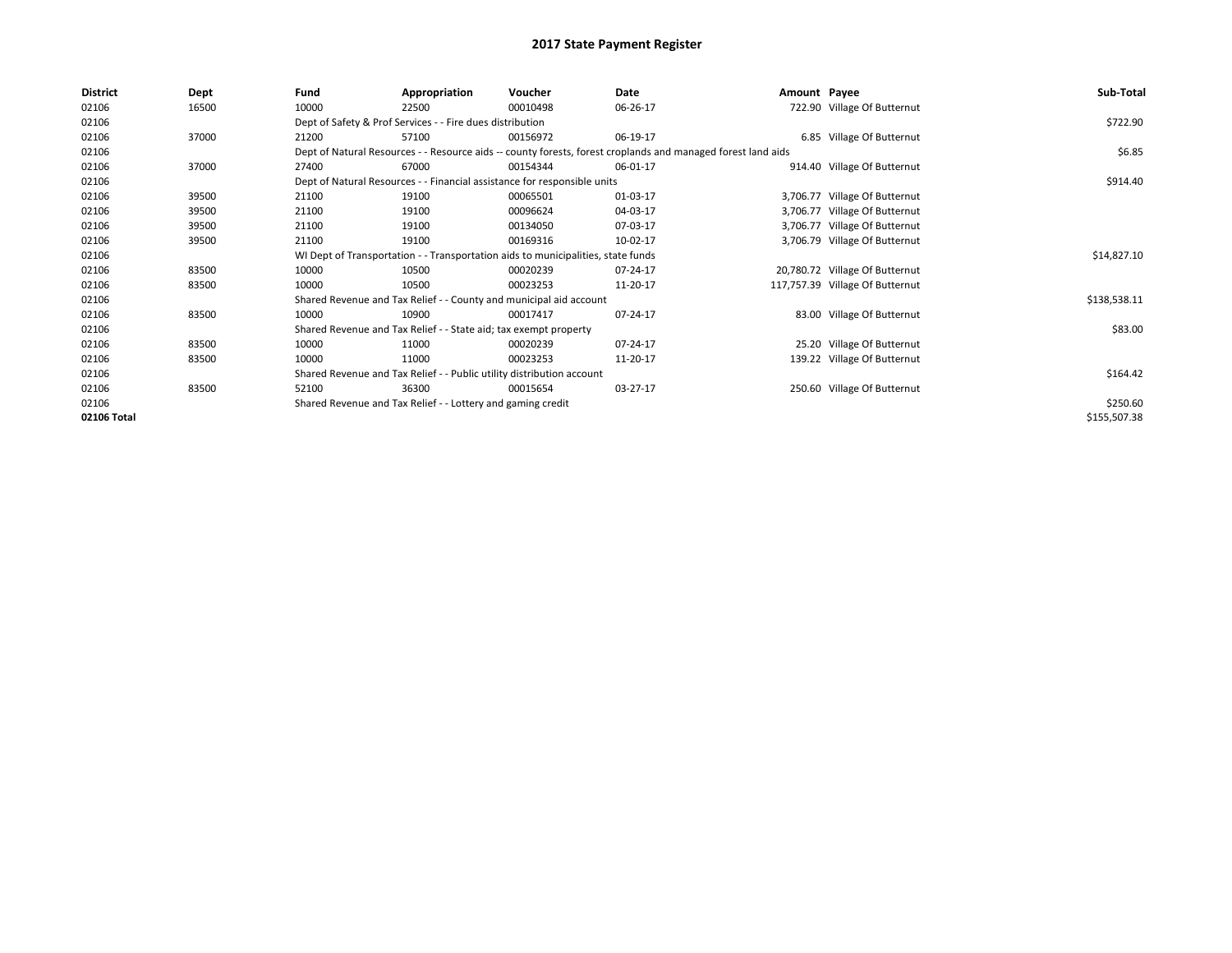# 2017 State Payment Register

| District | Dept | Fund | Appropriation | Voucher | Date | Amount | Payee | Sub-Total |
|---|---|---|---|---|---|---|---|---|
| 02106 | 16500 | 10000 | 22500 | 00010498 | 06-26-17 | 722.90 | Village Of Butternut | |
| 02106 | | Dept of Safety & Prof Services - - Fire dues distribution | | | | | | $722.90 |
| 02106 | 37000 | 21200 | 57100 | 00156972 | 06-19-17 | 6.85 | Village Of Butternut | |
| 02106 | | Dept of Natural Resources - - Resource aids -- county forests, forest croplands and managed forest land aids | | | | | | $6.85 |
| 02106 | 37000 | 27400 | 67000 | 00154344 | 06-01-17 | 914.40 | Village Of Butternut | |
| 02106 | | Dept of Natural Resources - - Financial assistance for responsible units | | | | | | $914.40 |
| 02106 | 39500 | 21100 | 19100 | 00065501 | 01-03-17 | 3,706.77 | Village Of Butternut | |
| 02106 | 39500 | 21100 | 19100 | 00096624 | 04-03-17 | 3,706.77 | Village Of Butternut | |
| 02106 | 39500 | 21100 | 19100 | 00134050 | 07-03-17 | 3,706.77 | Village Of Butternut | |
| 02106 | 39500 | 21100 | 19100 | 00169316 | 10-02-17 | 3,706.79 | Village Of Butternut | |
| 02106 | | WI Dept of Transportation - - Transportation aids to municipalities, state funds | | | | | | $14,827.10 |
| 02106 | 83500 | 10000 | 10500 | 00020239 | 07-24-17 | 20,780.72 | Village Of Butternut | |
| 02106 | 83500 | 10000 | 10500 | 00023253 | 11-20-17 | 117,757.39 | Village Of Butternut | |
| 02106 | | Shared Revenue and Tax Relief - - County and municipal aid account | | | | | | $138,538.11 |
| 02106 | 83500 | 10000 | 10900 | 00017417 | 07-24-17 | 83.00 | Village Of Butternut | |
| 02106 | | Shared Revenue and Tax Relief - - State aid; tax exempt property | | | | | | $83.00 |
| 02106 | 83500 | 10000 | 11000 | 00020239 | 07-24-17 | 25.20 | Village Of Butternut | |
| 02106 | 83500 | 10000 | 11000 | 00023253 | 11-20-17 | 139.22 | Village Of Butternut | |
| 02106 | | Shared Revenue and Tax Relief - - Public utility distribution account | | | | | | $164.42 |
| 02106 | 83500 | 52100 | 36300 | 00015654 | 03-27-17 | 250.60 | Village Of Butternut | |
| 02106 | | Shared Revenue and Tax Relief - - Lottery and gaming credit | | | | | | $250.60 |
| 02106 Total | | | | | | | | $155,507.38 |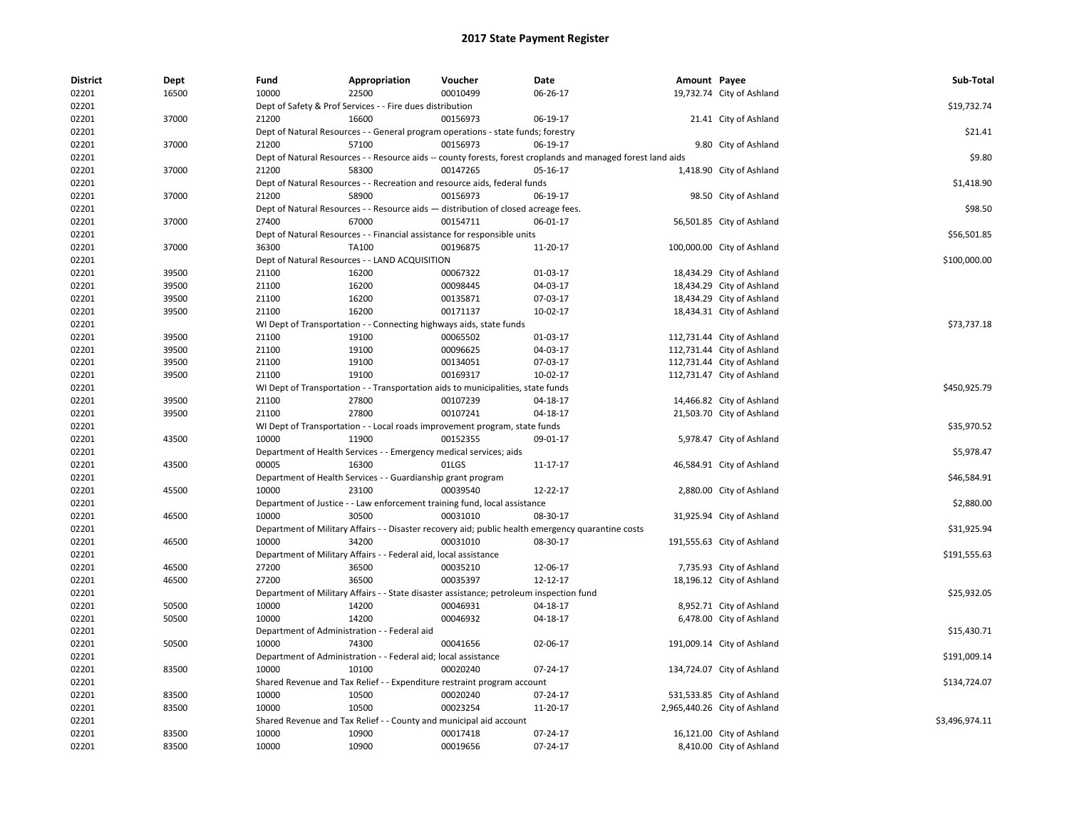# 2017 State Payment Register

| District | Dept | Fund | Appropriation | Voucher | Date | Amount | Payee | Sub-Total |
|---|---|---|---|---|---|---|---|---|
| 02201 | 16500 | 10000 | 22500 | 00010499 | 06-26-17 | 19,732.74 | City of Ashland | |
| 02201 | | Dept of Safety & Prof Services - - Fire dues distribution | | | | | | $19,732.74 |
| 02201 | 37000 | 21200 | 16600 | 00156973 | 06-19-17 | 21.41 | City of Ashland | |
| 02201 | | Dept of Natural Resources - - General program operations - state funds; forestry | | | | | | $21.41 |
| 02201 | 37000 | 21200 | 57100 | 00156973 | 06-19-17 | 9.80 | City of Ashland | |
| 02201 | | Dept of Natural Resources - - Resource aids -- county forests, forest croplands and managed forest land aids | | | | | | $9.80 |
| 02201 | 37000 | 21200 | 58300 | 00147265 | 05-16-17 | 1,418.90 | City of Ashland | |
| 02201 | | Dept of Natural Resources - - Recreation and resource aids, federal funds | | | | | | $1,418.90 |
| 02201 | 37000 | 21200 | 58900 | 00156973 | 06-19-17 | 98.50 | City of Ashland | |
| 02201 | | Dept of Natural Resources - - Resource aids — distribution of closed acreage fees. | | | | | | $98.50 |
| 02201 | 37000 | 27400 | 67000 | 00154711 | 06-01-17 | 56,501.85 | City of Ashland | |
| 02201 | | Dept of Natural Resources - - Financial assistance for responsible units | | | | | | $56,501.85 |
| 02201 | 37000 | 36300 | TA100 | 00196875 | 11-20-17 | 100,000.00 | City of Ashland | |
| 02201 | | Dept of Natural Resources - - LAND ACQUISITION | | | | | | $100,000.00 |
| 02201 | 39500 | 21100 | 16200 | 00067322 | 01-03-17 | 18,434.29 | City of Ashland | |
| 02201 | 39500 | 21100 | 16200 | 00098445 | 04-03-17 | 18,434.29 | City of Ashland | |
| 02201 | 39500 | 21100 | 16200 | 00135871 | 07-03-17 | 18,434.29 | City of Ashland | |
| 02201 | 39500 | 21100 | 16200 | 00171137 | 10-02-17 | 18,434.31 | City of Ashland | |
| 02201 | | WI Dept of Transportation - - Connecting highways aids, state funds | | | | | | $73,737.18 |
| 02201 | 39500 | 21100 | 19100 | 00065502 | 01-03-17 | 112,731.44 | City of Ashland | |
| 02201 | 39500 | 21100 | 19100 | 00096625 | 04-03-17 | 112,731.44 | City of Ashland | |
| 02201 | 39500 | 21100 | 19100 | 00134051 | 07-03-17 | 112,731.44 | City of Ashland | |
| 02201 | 39500 | 21100 | 19100 | 00169317 | 10-02-17 | 112,731.47 | City of Ashland | |
| 02201 | | WI Dept of Transportation - - Transportation aids to municipalities, state funds | | | | | | $450,925.79 |
| 02201 | 39500 | 21100 | 27800 | 00107239 | 04-18-17 | 14,466.82 | City of Ashland | |
| 02201 | 39500 | 21100 | 27800 | 00107241 | 04-18-17 | 21,503.70 | City of Ashland | |
| 02201 | | WI Dept of Transportation - - Local roads improvement program, state funds | | | | | | $35,970.52 |
| 02201 | 43500 | 10000 | 11900 | 00152355 | 09-01-17 | 5,978.47 | City of Ashland | |
| 02201 | | Department of Health Services - - Emergency medical services; aids | | | | | | $5,978.47 |
| 02201 | 43500 | 00005 | 16300 | 01LGS | 11-17-17 | 46,584.91 | City of Ashland | |
| 02201 | | Department of Health Services - - Guardianship grant program | | | | | | $46,584.91 |
| 02201 | 45500 | 10000 | 23100 | 00039540 | 12-22-17 | 2,880.00 | City of Ashland | |
| 02201 | | Department of Justice - - Law enforcement training fund, local assistance | | | | | | $2,880.00 |
| 02201 | 46500 | 10000 | 30500 | 00031010 | 08-30-17 | 31,925.94 | City of Ashland | |
| 02201 | | Department of Military Affairs - - Disaster recovery aid; public health emergency quarantine costs | | | | | | $31,925.94 |
| 02201 | 46500 | 10000 | 34200 | 00031010 | 08-30-17 | 191,555.63 | City of Ashland | |
| 02201 | | Department of Military Affairs - - Federal aid, local assistance | | | | | | $191,555.63 |
| 02201 | 46500 | 27200 | 36500 | 00035210 | 12-06-17 | 7,735.93 | City of Ashland | |
| 02201 | 46500 | 27200 | 36500 | 00035397 | 12-12-17 | 18,196.12 | City of Ashland | |
| 02201 | | Department of Military Affairs - - State disaster assistance; petroleum inspection fund | | | | | | $25,932.05 |
| 02201 | 50500 | 10000 | 14200 | 00046931 | 04-18-17 | 8,952.71 | City of Ashland | |
| 02201 | 50500 | 10000 | 14200 | 00046932 | 04-18-17 | 6,478.00 | City of Ashland | |
| 02201 | | Department of Administration - - Federal aid | | | | | | $15,430.71 |
| 02201 | 50500 | 10000 | 74300 | 00041656 | 02-06-17 | 191,009.14 | City of Ashland | |
| 02201 | | Department of Administration - - Federal aid; local assistance | | | | | | $191,009.14 |
| 02201 | 83500 | 10000 | 10100 | 00020240 | 07-24-17 | 134,724.07 | City of Ashland | |
| 02201 | | Shared Revenue and Tax Relief - - Expenditure restraint program account | | | | | | $134,724.07 |
| 02201 | 83500 | 10000 | 10500 | 00020240 | 07-24-17 | 531,533.85 | City of Ashland | |
| 02201 | 83500 | 10000 | 10500 | 00023254 | 11-20-17 | 2,965,440.26 | City of Ashland | |
| 02201 | | Shared Revenue and Tax Relief - - County and municipal aid account | | | | | | $3,496,974.11 |
| 02201 | 83500 | 10000 | 10900 | 00017418 | 07-24-17 | 16,121.00 | City of Ashland | |
| 02201 | 83500 | 10000 | 10900 | 00019656 | 07-24-17 | 8,410.00 | City of Ashland | |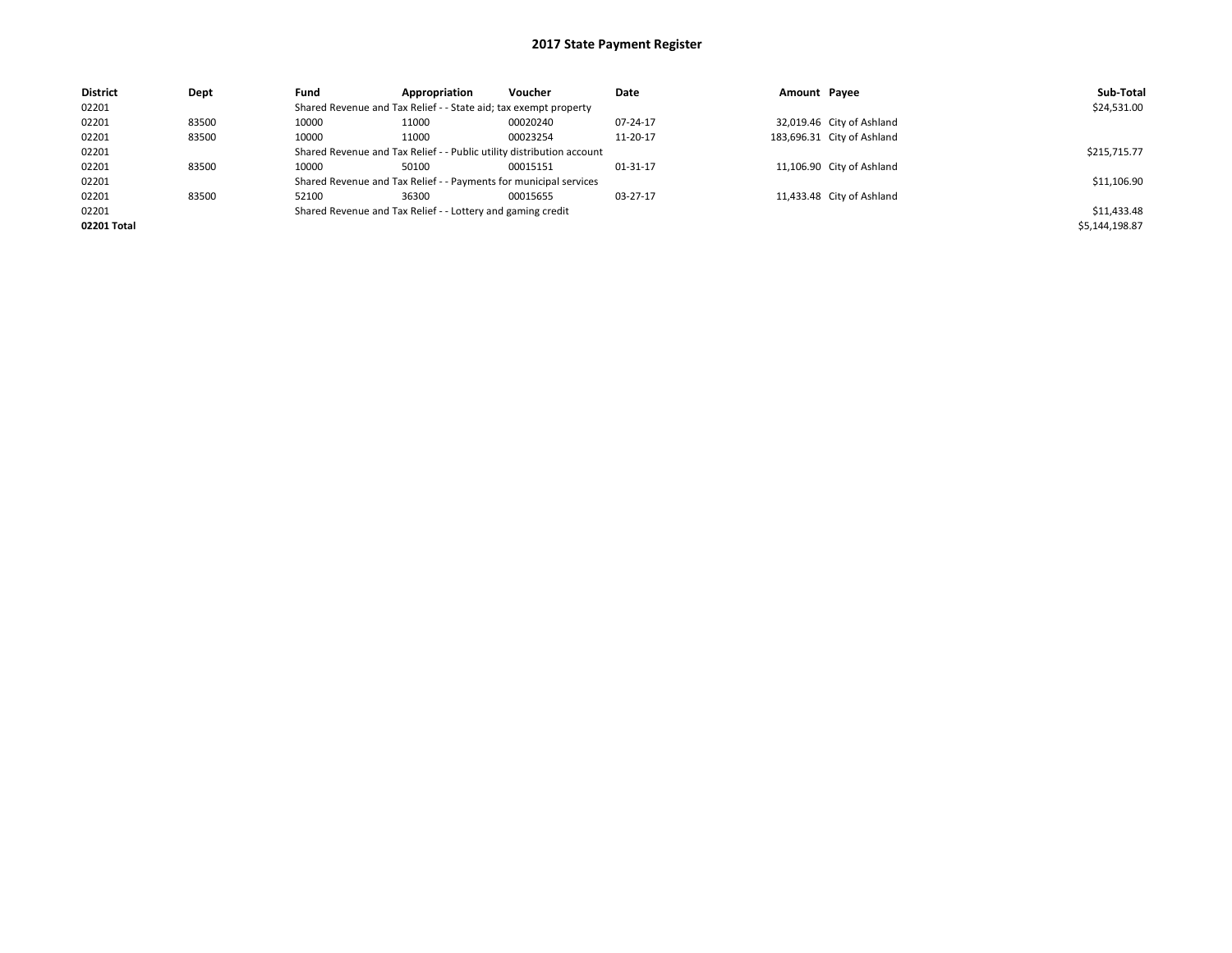# 2017 State Payment Register

| District | Dept | Fund | Appropriation | Voucher | Date | Amount | Payee | Sub-Total |
|---|---|---|---|---|---|---|---|---|
| 02201 | | Shared Revenue and Tax Relief - - State aid; tax exempt property | | | | | | $24,531.00 |
| 02201 | 83500 | 10000 | 11000 | 00020240 | 07-24-17 | 32,019.46 | City of Ashland | |
| 02201 | 83500 | 10000 | 11000 | 00023254 | 11-20-17 | 183,696.31 | City of Ashland | |
| 02201 | | Shared Revenue and Tax Relief - - Public utility distribution account | | | | | | $215,715.77 |
| 02201 | 83500 | 10000 | 50100 | 00015151 | 01-31-17 | 11,106.90 | City of Ashland | |
| 02201 | | Shared Revenue and Tax Relief - - Payments for municipal services | | | | | | $11,106.90 |
| 02201 | 83500 | 52100 | 36300 | 00015655 | 03-27-17 | 11,433.48 | City of Ashland | |
| 02201 | | Shared Revenue and Tax Relief - - Lottery and gaming credit | | | | | | $11,433.48 |
| **02201 Total** | | | | | | | | $5,144,198.87 |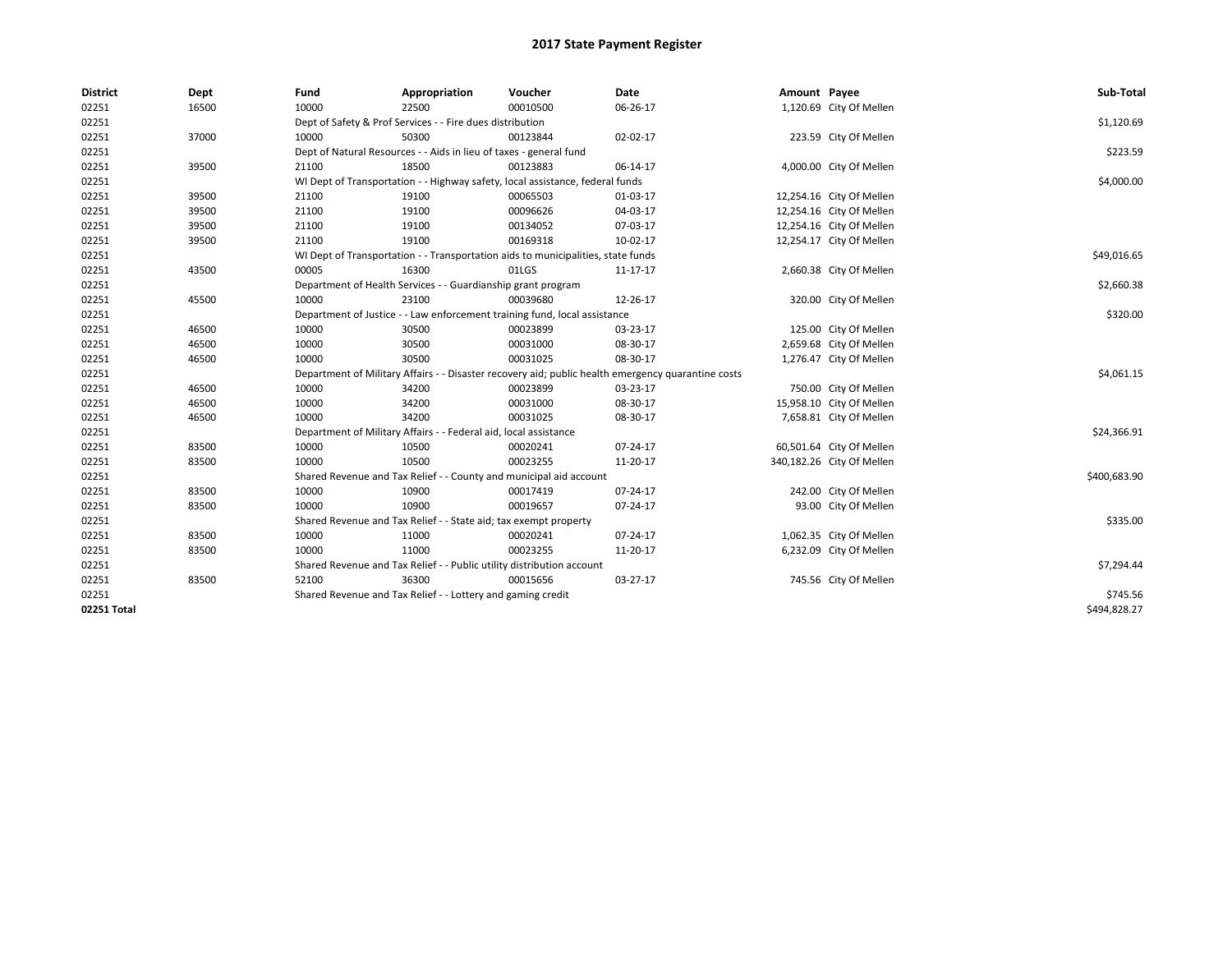# 2017 State Payment Register

| District | Dept | Fund | Appropriation | Voucher | Date | Amount | Payee | Sub-Total |
|---|---|---|---|---|---|---|---|---|
| 02251 | 16500 | 10000 | 22500 | 00010500 | 06-26-17 | 1,120.69 | City Of Mellen | |
| 02251 | | Dept of Safety & Prof Services - - Fire dues distribution | | | | | | $1,120.69 |
| 02251 | 37000 | 10000 | 50300 | 00123844 | 02-02-17 | 223.59 | City Of Mellen | |
| 02251 | | Dept of Natural Resources - - Aids in lieu of taxes - general fund | | | | | | $223.59 |
| 02251 | 39500 | 21100 | 18500 | 00123883 | 06-14-17 | 4,000.00 | City Of Mellen | |
| 02251 | | WI Dept of Transportation - - Highway safety, local assistance, federal funds | | | | | | $4,000.00 |
| 02251 | 39500 | 21100 | 19100 | 00065503 | 01-03-17 | 12,254.16 | City Of Mellen | |
| 02251 | 39500 | 21100 | 19100 | 00096626 | 04-03-17 | 12,254.16 | City Of Mellen | |
| 02251 | 39500 | 21100 | 19100 | 00134052 | 07-03-17 | 12,254.16 | City Of Mellen | |
| 02251 | 39500 | 21100 | 19100 | 00169318 | 10-02-17 | 12,254.17 | City Of Mellen | |
| 02251 | | WI Dept of Transportation - - Transportation aids to municipalities, state funds | | | | | | $49,016.65 |
| 02251 | 43500 | 00005 | 16300 | 01LGS | 11-17-17 | 2,660.38 | City Of Mellen | |
| 02251 | | Department of Health Services - - Guardianship grant program | | | | | | $2,660.38 |
| 02251 | 45500 | 10000 | 23100 | 00039680 | 12-26-17 | 320.00 | City Of Mellen | |
| 02251 | | Department of Justice - - Law enforcement training fund, local assistance | | | | | | $320.00 |
| 02251 | 46500 | 10000 | 30500 | 00023899 | 03-23-17 | 125.00 | City Of Mellen | |
| 02251 | 46500 | 10000 | 30500 | 00031000 | 08-30-17 | 2,659.68 | City Of Mellen | |
| 02251 | 46500 | 10000 | 30500 | 00031025 | 08-30-17 | 1,276.47 | City Of Mellen | |
| 02251 | | Department of Military Affairs - - Disaster recovery aid; public health emergency quarantine costs | | | | | | $4,061.15 |
| 02251 | 46500 | 10000 | 34200 | 00023899 | 03-23-17 | 750.00 | City Of Mellen | |
| 02251 | 46500 | 10000 | 34200 | 00031000 | 08-30-17 | 15,958.10 | City Of Mellen | |
| 02251 | 46500 | 10000 | 34200 | 00031025 | 08-30-17 | 7,658.81 | City Of Mellen | |
| 02251 | | Department of Military Affairs - - Federal aid, local assistance | | | | | | $24,366.91 |
| 02251 | 83500 | 10000 | 10500 | 00020241 | 07-24-17 | 60,501.64 | City Of Mellen | |
| 02251 | 83500 | 10000 | 10500 | 00023255 | 11-20-17 | 340,182.26 | City Of Mellen | |
| 02251 | | Shared Revenue and Tax Relief - - County and municipal aid account | | | | | | $400,683.90 |
| 02251 | 83500 | 10000 | 10900 | 00017419 | 07-24-17 | 242.00 | City Of Mellen | |
| 02251 | 83500 | 10000 | 10900 | 00019657 | 07-24-17 | 93.00 | City Of Mellen | |
| 02251 | | Shared Revenue and Tax Relief - - State aid; tax exempt property | | | | | | $335.00 |
| 02251 | 83500 | 10000 | 11000 | 00020241 | 07-24-17 | 1,062.35 | City Of Mellen | |
| 02251 | 83500 | 10000 | 11000 | 00023255 | 11-20-17 | 6,232.09 | City Of Mellen | |
| 02251 | | Shared Revenue and Tax Relief - - Public utility distribution account | | | | | | $7,294.44 |
| 02251 | 83500 | 52100 | 36300 | 00015656 | 03-27-17 | 745.56 | City Of Mellen | |
| 02251 | | Shared Revenue and Tax Relief - - Lottery and gaming credit | | | | | | $745.56 |
| 02251 Total | | | | | | | | $494,828.27 |